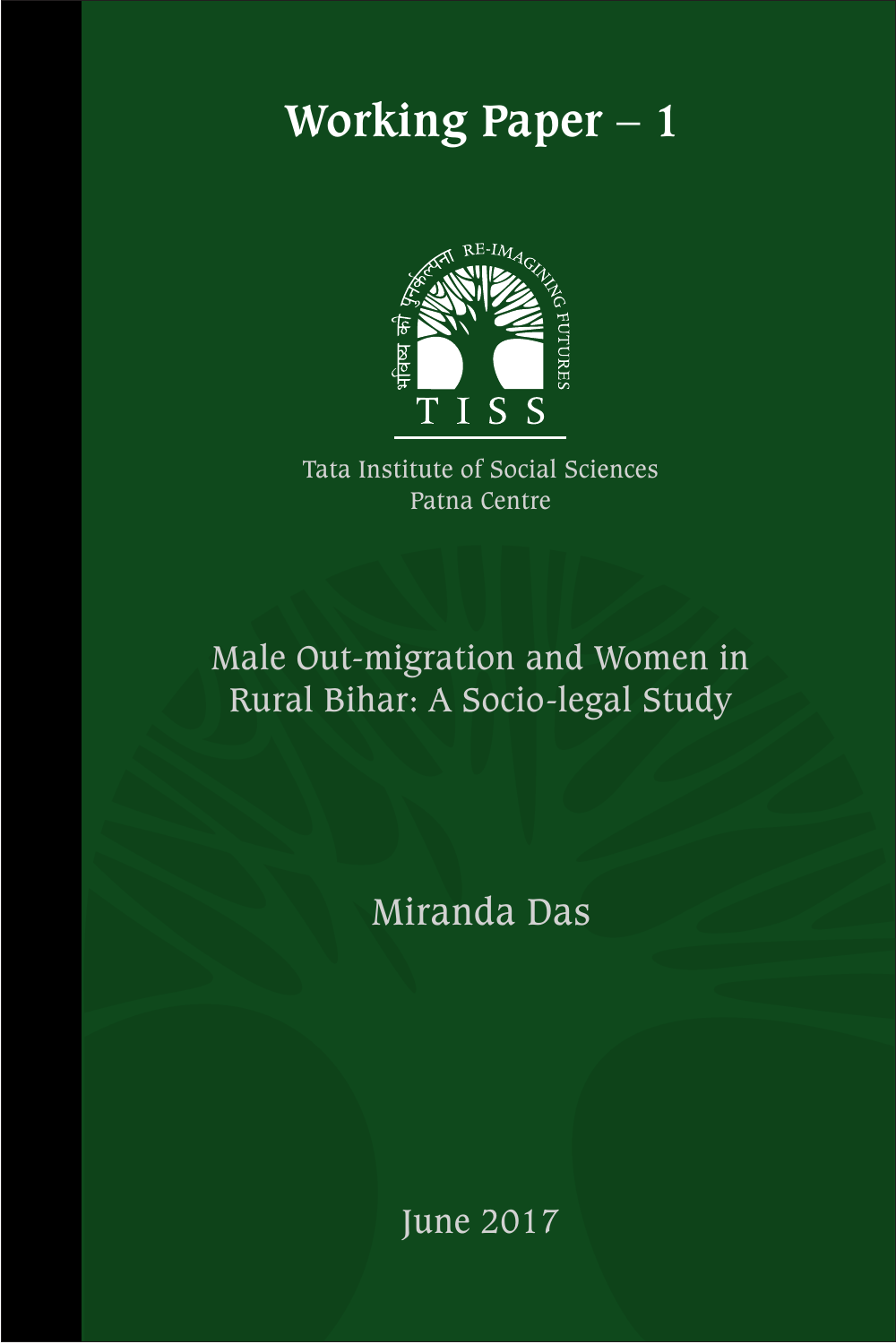# Working Paper – 1

भविष्य की पुनर्कल्पना RE-IMAGINING FUTURES

TISS

Tata Institute of Social Sciences
Patna Centre

## Male Out-migration and Women in Rural Bihar: A Socio-legal Study

Miranda Das

June 2017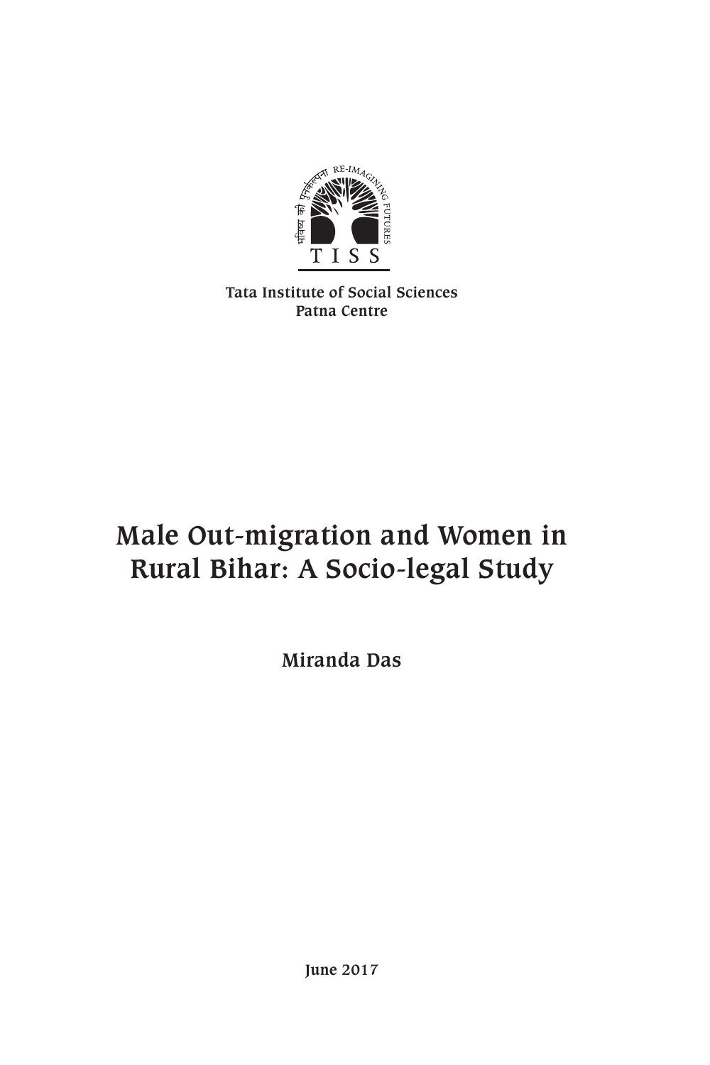Tata Institute of Social Sciences
Patna Centre

# Male Out-migration and Women in Rural Bihar: A Socio-legal Study

**Miranda Das**

**June 2017**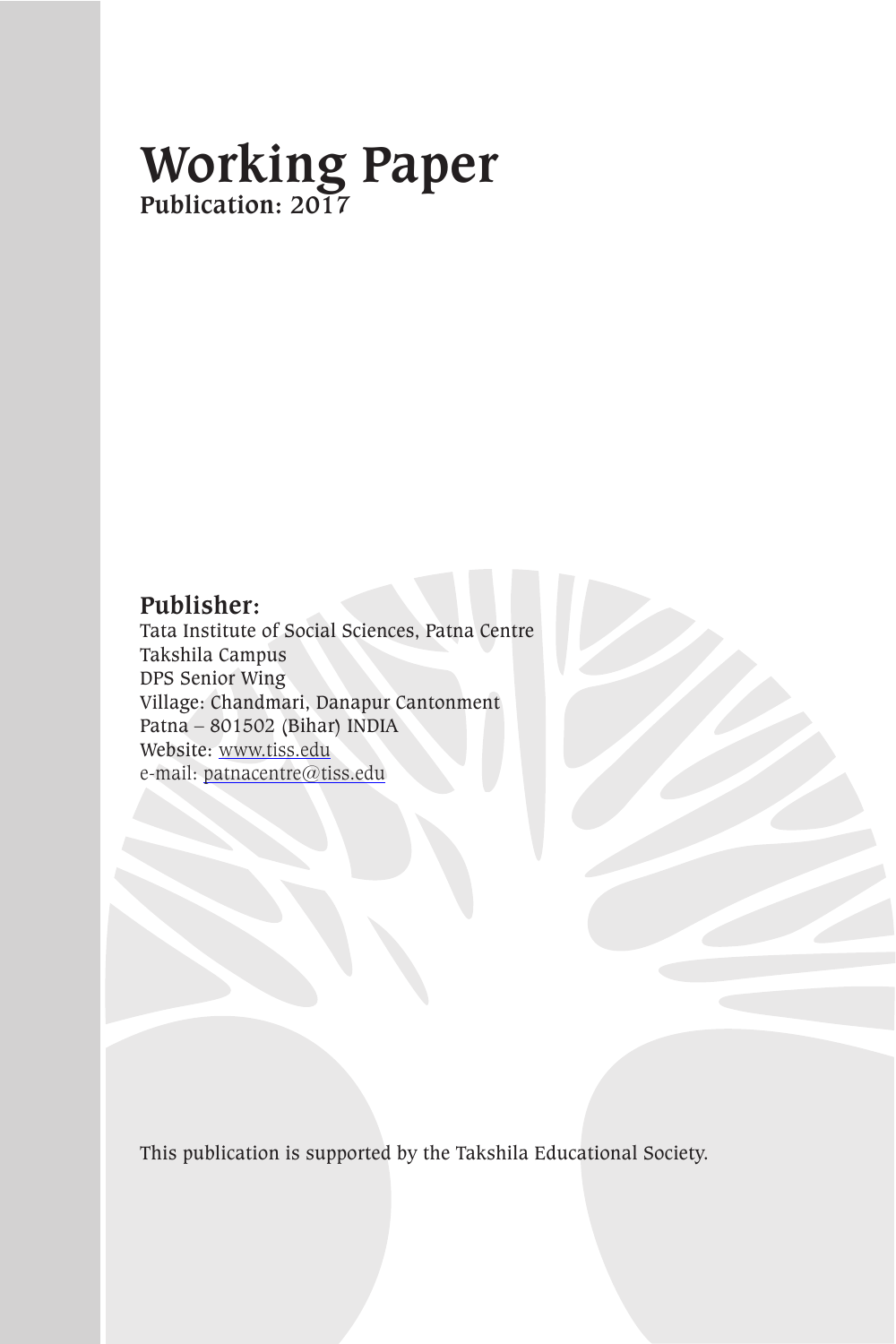# Working Paper

**Publication: 2017**

## Publisher:

Tata Institute of Social Sciences, Patna Centre
Takshila Campus
DPS Senior Wing
Village: Chandmari, Danapur Cantonment
Patna – 801502 (Bihar) INDIA
Website: www.tiss.edu
e-mail: patnacentre@tiss.edu

This publication is supported by the Takshila Educational Society.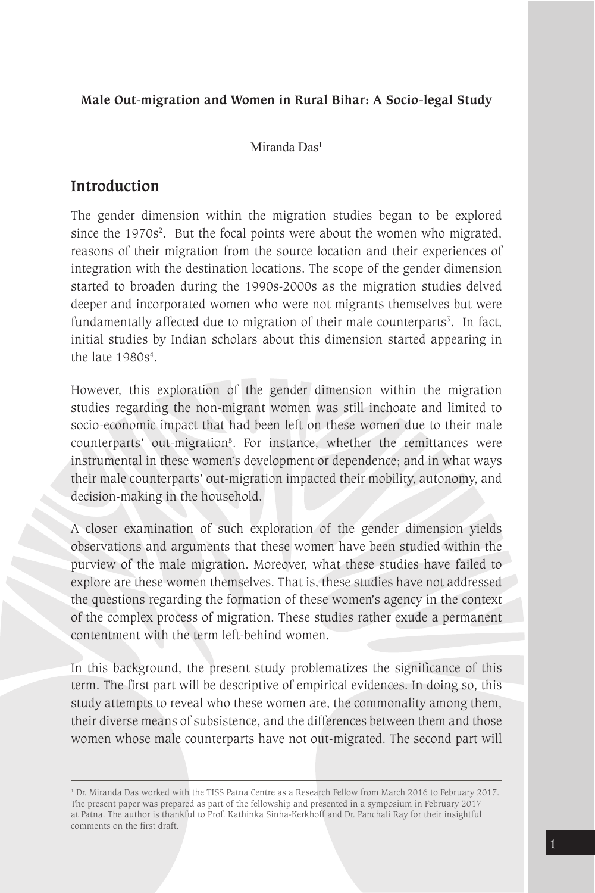**Male Out-migration and Women in Rural Bihar: A Socio-legal Study**

Miranda Das[1]

## Introduction

The gender dimension within the migration studies began to be explored since the 1970s[2]. But the focal points were about the women who migrated, reasons of their migration from the source location and their experiences of integration with the destination locations. The scope of the gender dimension started to broaden during the 1990s-2000s as the migration studies delved deeper and incorporated women who were not migrants themselves but were fundamentally affected due to migration of their male counterparts[3]. In fact, initial studies by Indian scholars about this dimension started appearing in the late 1980s[4].

However, this exploration of the gender dimension within the migration studies regarding the non-migrant women was still inchoate and limited to socio-economic impact that had been left on these women due to their male counterparts' out-migration[5]. For instance, whether the remittances were instrumental in these women's development or dependence; and in what ways their male counterparts' out-migration impacted their mobility, autonomy, and decision-making in the household.

A closer examination of such exploration of the gender dimension yields observations and arguments that these women have been studied within the purview of the male migration. Moreover, what these studies have failed to explore are these women themselves. That is, these studies have not addressed the questions regarding the formation of these women's agency in the context of the complex process of migration. These studies rather exude a permanent contentment with the term left-behind women.

In this background, the present study problematizes the significance of this term. The first part will be descriptive of empirical evidences. In doing so, this study attempts to reveal who these women are, the commonality among them, their diverse means of subsistence, and the differences between them and those women whose male counterparts have not out-migrated. The second part will

---

[1] Dr. Miranda Das worked with the TISS Patna Centre as a Research Fellow from March 2016 to February 2017. The present paper was prepared as part of the fellowship and presented in a symposium in February 2017 at Patna. The author is thankful to Prof. Kathinka Sinha-Kerkhoff and Dr. Panchali Ray for their insightful comments on the first draft.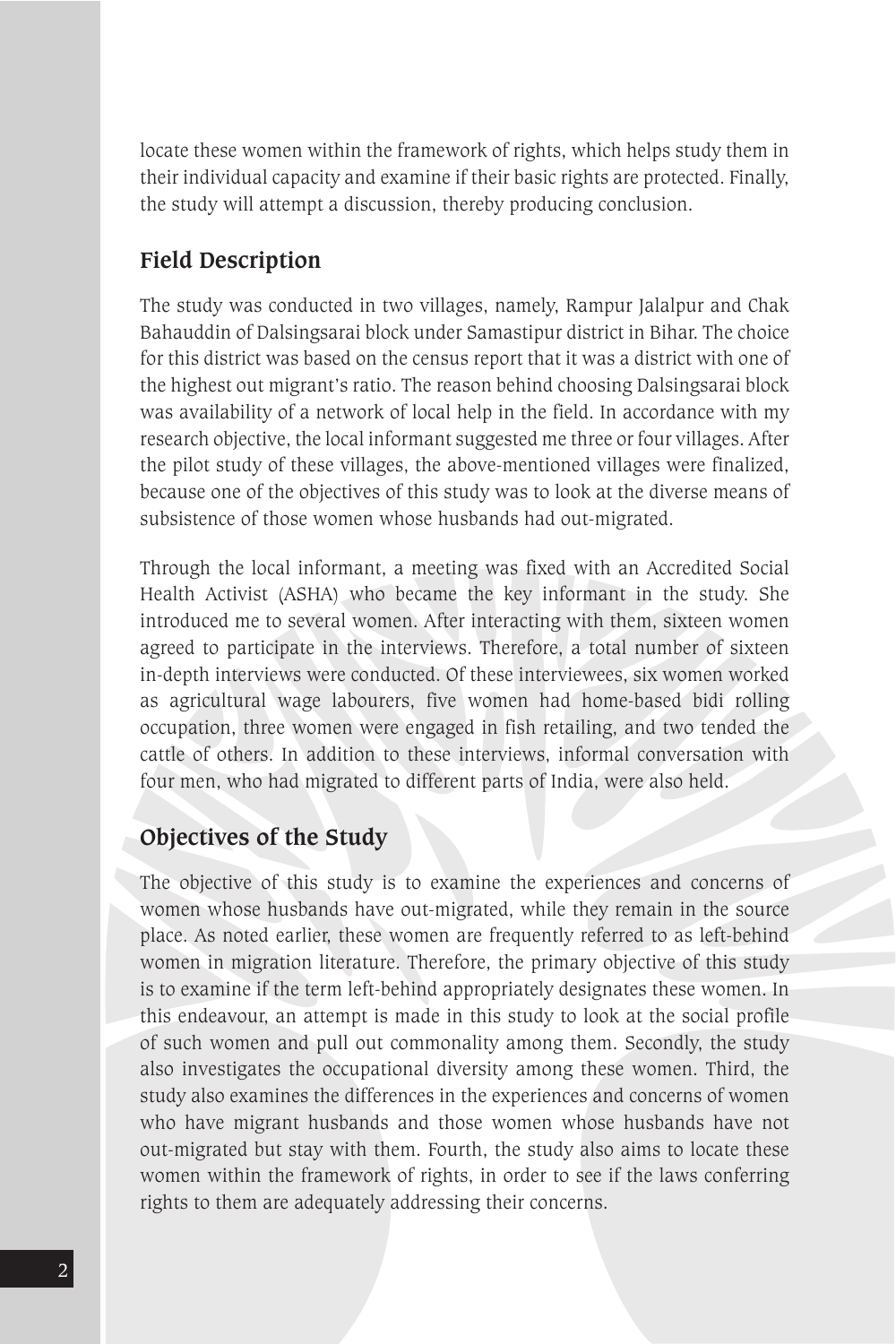locate these women within the framework of rights, which helps study them in their individual capacity and examine if their basic rights are protected. Finally, the study will attempt a discussion, thereby producing conclusion.

## Field Description

The study was conducted in two villages, namely, Rampur Jalalpur and Chak Bahauddin of Dalsingsarai block under Samastipur district in Bihar. The choice for this district was based on the census report that it was a district with one of the highest out migrant's ratio. The reason behind choosing Dalsingsarai block was availability of a network of local help in the field. In accordance with my research objective, the local informant suggested me three or four villages. After the pilot study of these villages, the above-mentioned villages were finalized, because one of the objectives of this study was to look at the diverse means of subsistence of those women whose husbands had out-migrated.

Through the local informant, a meeting was fixed with an Accredited Social Health Activist (ASHA) who became the key informant in the study. She introduced me to several women. After interacting with them, sixteen women agreed to participate in the interviews. Therefore, a total number of sixteen in-depth interviews were conducted. Of these interviewees, six women worked as agricultural wage labourers, five women had home-based bidi rolling occupation, three women were engaged in fish retailing, and two tended the cattle of others. In addition to these interviews, informal conversation with four men, who had migrated to different parts of India, were also held.

## Objectives of the Study

The objective of this study is to examine the experiences and concerns of women whose husbands have out-migrated, while they remain in the source place. As noted earlier, these women are frequently referred to as left-behind women in migration literature. Therefore, the primary objective of this study is to examine if the term left-behind appropriately designates these women. In this endeavour, an attempt is made in this study to look at the social profile of such women and pull out commonality among them. Secondly, the study also investigates the occupational diversity among these women. Third, the study also examines the differences in the experiences and concerns of women who have migrant husbands and those women whose husbands have not out-migrated but stay with them. Fourth, the study also aims to locate these women within the framework of rights, in order to see if the laws conferring rights to them are adequately addressing their concerns.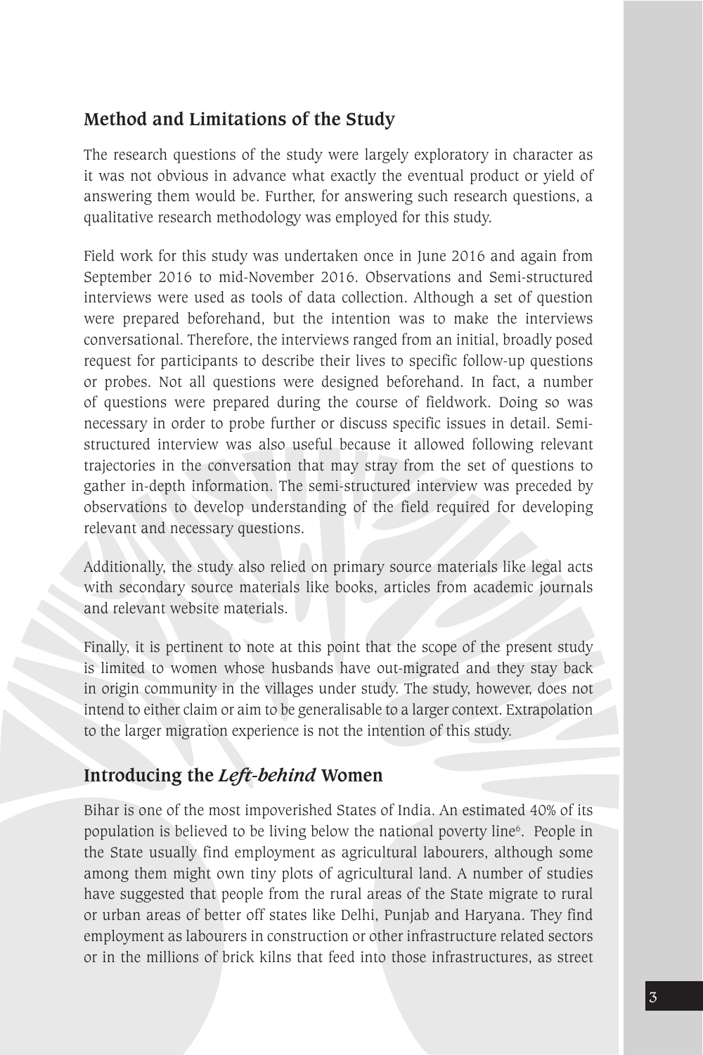## Method and Limitations of the Study

The research questions of the study were largely exploratory in character as it was not obvious in advance what exactly the eventual product or yield of answering them would be. Further, for answering such research questions, a qualitative research methodology was employed for this study.

Field work for this study was undertaken once in June 2016 and again from September 2016 to mid-November 2016. Observations and Semi-structured interviews were used as tools of data collection. Although a set of question were prepared beforehand, but the intention was to make the interviews conversational. Therefore, the interviews ranged from an initial, broadly posed request for participants to describe their lives to specific follow-up questions or probes. Not all questions were designed beforehand. In fact, a number of questions were prepared during the course of fieldwork. Doing so was necessary in order to probe further or discuss specific issues in detail. Semi-structured interview was also useful because it allowed following relevant trajectories in the conversation that may stray from the set of questions to gather in-depth information. The semi-structured interview was preceded by observations to develop understanding of the field required for developing relevant and necessary questions.

Additionally, the study also relied on primary source materials like legal acts with secondary source materials like books, articles from academic journals and relevant website materials.

Finally, it is pertinent to note at this point that the scope of the present study is limited to women whose husbands have out-migrated and they stay back in origin community in the villages under study. The study, however, does not intend to either claim or aim to be generalisable to a larger context. Extrapolation to the larger migration experience is not the intention of this study.

## Introducing the *Left-behind* Women

Bihar is one of the most impoverished States of India. An estimated 40% of its population is believed to be living below the national poverty line[6]. People in the State usually find employment as agricultural labourers, although some among them might own tiny plots of agricultural land. A number of studies have suggested that people from the rural areas of the State migrate to rural or urban areas of better off states like Delhi, Punjab and Haryana. They find employment as labourers in construction or other infrastructure related sectors or in the millions of brick kilns that feed into those infrastructures, as street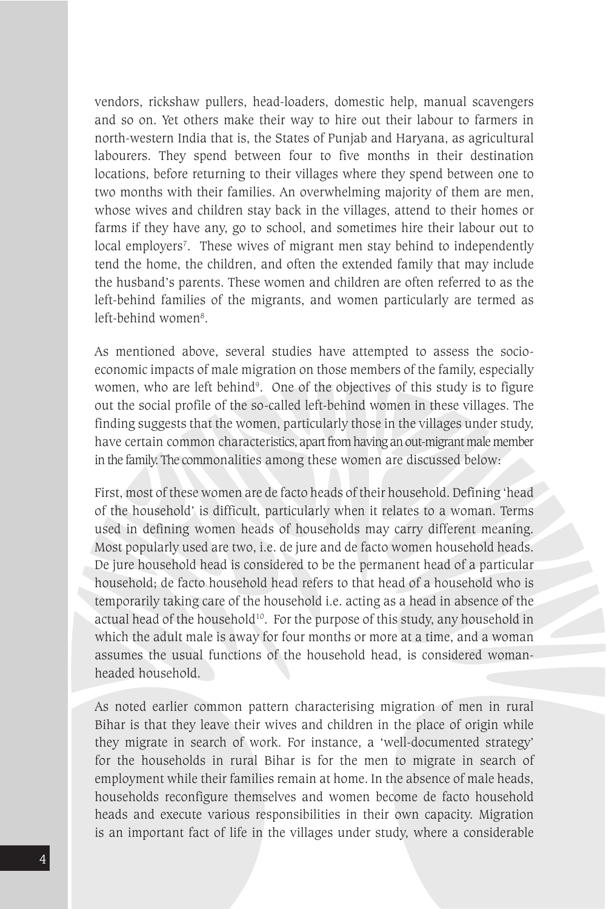vendors, rickshaw pullers, head-loaders, domestic help, manual scavengers and so on. Yet others make their way to hire out their labour to farmers in north-western India that is, the States of Punjab and Haryana, as agricultural labourers. They spend between four to five months in their destination locations, before returning to their villages where they spend between one to two months with their families. An overwhelming majority of them are men, whose wives and children stay back in the villages, attend to their homes or farms if they have any, go to school, and sometimes hire their labour out to local employers[7]. These wives of migrant men stay behind to independently tend the home, the children, and often the extended family that may include the husband's parents. These women and children are often referred to as the left-behind families of the migrants, and women particularly are termed as left-behind women[8].

As mentioned above, several studies have attempted to assess the socio-economic impacts of male migration on those members of the family, especially women, who are left behind[9]. One of the objectives of this study is to figure out the social profile of the so-called left-behind women in these villages. The finding suggests that the women, particularly those in the villages under study, have certain common characteristics, apart from having an out-migrant male member in the family. The commonalities among these women are discussed below:

First, most of these women are de facto heads of their household. Defining 'head of the household' is difficult, particularly when it relates to a woman. Terms used in defining women heads of households may carry different meaning. Most popularly used are two, i.e. de jure and de facto women household heads. De jure household head is considered to be the permanent head of a particular household; de facto household head refers to that head of a household who is temporarily taking care of the household i.e. acting as a head in absence of the actual head of the household[10]. For the purpose of this study, any household in which the adult male is away for four months or more at a time, and a woman assumes the usual functions of the household head, is considered woman-headed household.

As noted earlier common pattern characterising migration of men in rural Bihar is that they leave their wives and children in the place of origin while they migrate in search of work. For instance, a 'well-documented strategy' for the households in rural Bihar is for the men to migrate in search of employment while their families remain at home. In the absence of male heads, households reconfigure themselves and women become de facto household heads and execute various responsibilities in their own capacity. Migration is an important fact of life in the villages under study, where a considerable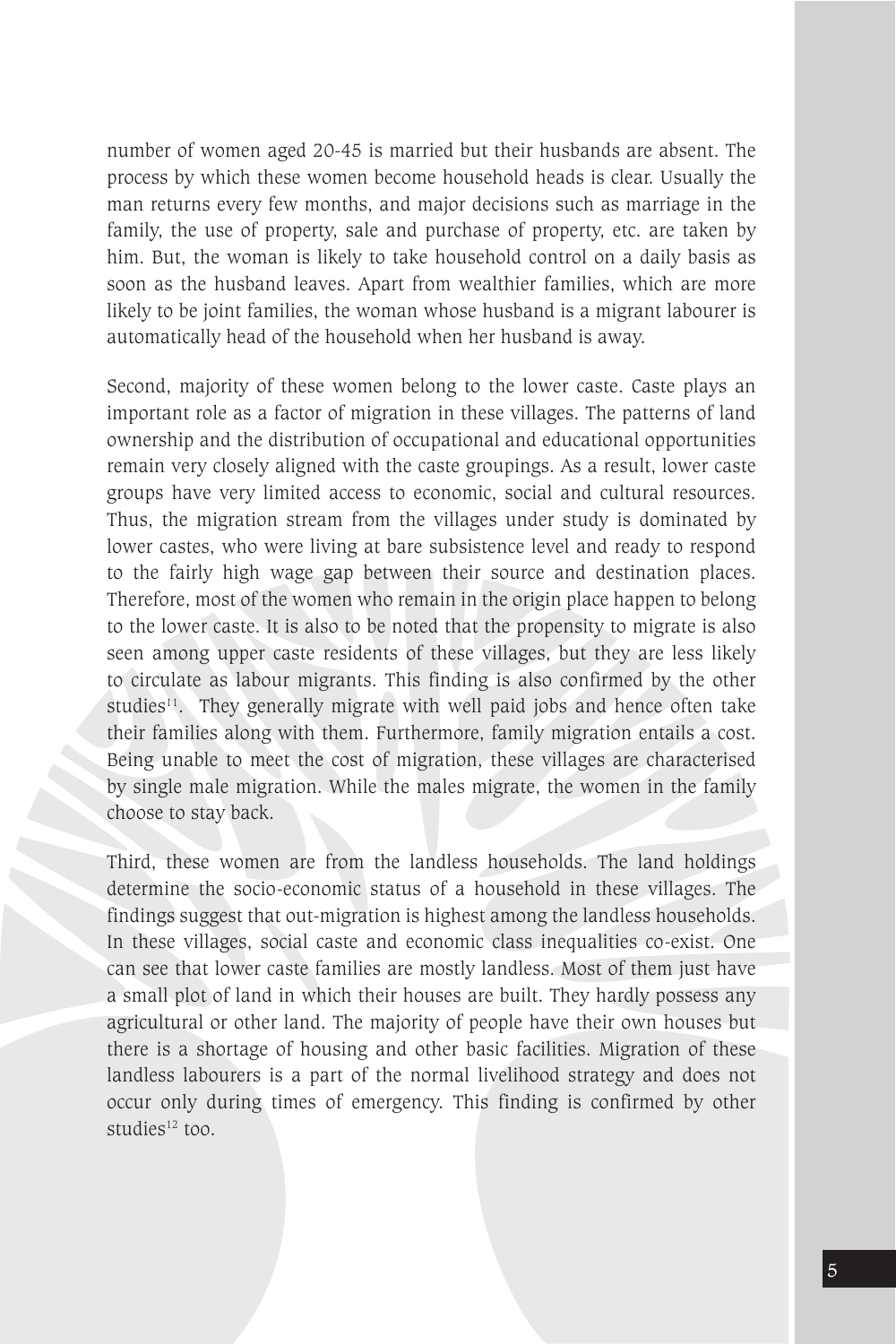number of women aged 20-45 is married but their husbands are absent. The process by which these women become household heads is clear. Usually the man returns every few months, and major decisions such as marriage in the family, the use of property, sale and purchase of property, etc. are taken by him. But, the woman is likely to take household control on a daily basis as soon as the husband leaves. Apart from wealthier families, which are more likely to be joint families, the woman whose husband is a migrant labourer is automatically head of the household when her husband is away.

Second, majority of these women belong to the lower caste. Caste plays an important role as a factor of migration in these villages. The patterns of land ownership and the distribution of occupational and educational opportunities remain very closely aligned with the caste groupings. As a result, lower caste groups have very limited access to economic, social and cultural resources. Thus, the migration stream from the villages under study is dominated by lower castes, who were living at bare subsistence level and ready to respond to the fairly high wage gap between their source and destination places. Therefore, most of the women who remain in the origin place happen to belong to the lower caste. It is also to be noted that the propensity to migrate is also seen among upper caste residents of these villages, but they are less likely to circulate as labour migrants. This finding is also confirmed by the other studies[11]. They generally migrate with well paid jobs and hence often take their families along with them. Furthermore, family migration entails a cost. Being unable to meet the cost of migration, these villages are characterised by single male migration. While the males migrate, the women in the family choose to stay back.

Third, these women are from the landless households. The land holdings determine the socio-economic status of a household in these villages. The findings suggest that out-migration is highest among the landless households. In these villages, social caste and economic class inequalities co-exist. One can see that lower caste families are mostly landless. Most of them just have a small plot of land in which their houses are built. They hardly possess any agricultural or other land. The majority of people have their own houses but there is a shortage of housing and other basic facilities. Migration of these landless labourers is a part of the normal livelihood strategy and does not occur only during times of emergency. This finding is confirmed by other studies[12] too.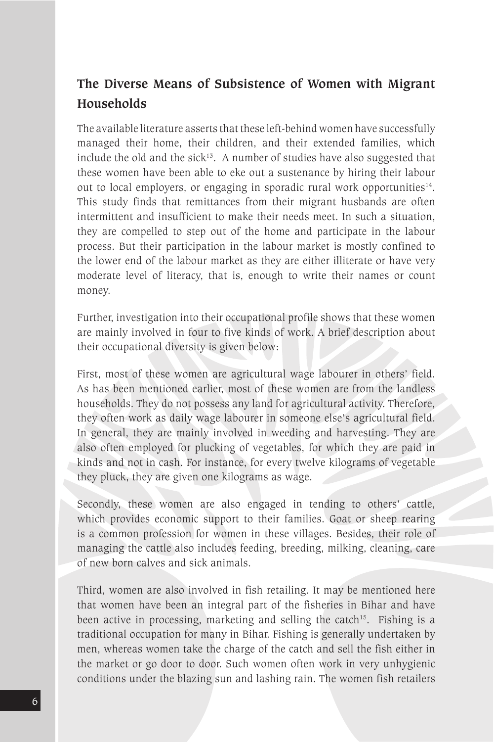## The Diverse Means of Subsistence of Women with Migrant Households

The available literature asserts that these left-behind women have successfully managed their home, their children, and their extended families, which include the old and the sick[13]. A number of studies have also suggested that these women have been able to eke out a sustenance by hiring their labour out to local employers, or engaging in sporadic rural work opportunities[14]. This study finds that remittances from their migrant husbands are often intermittent and insufficient to make their needs meet. In such a situation, they are compelled to step out of the home and participate in the labour process. But their participation in the labour market is mostly confined to the lower end of the labour market as they are either illiterate or have very moderate level of literacy, that is, enough to write their names or count money.

Further, investigation into their occupational profile shows that these women are mainly involved in four to five kinds of work. A brief description about their occupational diversity is given below:

First, most of these women are agricultural wage labourer in others' field. As has been mentioned earlier, most of these women are from the landless households. They do not possess any land for agricultural activity. Therefore, they often work as daily wage labourer in someone else's agricultural field. In general, they are mainly involved in weeding and harvesting. They are also often employed for plucking of vegetables, for which they are paid in kinds and not in cash. For instance, for every twelve kilograms of vegetable they pluck, they are given one kilograms as wage.

Secondly, these women are also engaged in tending to others' cattle, which provides economic support to their families. Goat or sheep rearing is a common profession for women in these villages. Besides, their role of managing the cattle also includes feeding, breeding, milking, cleaning, care of new born calves and sick animals.

Third, women are also involved in fish retailing. It may be mentioned here that women have been an integral part of the fisheries in Bihar and have been active in processing, marketing and selling the catch[15]. Fishing is a traditional occupation for many in Bihar. Fishing is generally undertaken by men, whereas women take the charge of the catch and sell the fish either in the market or go door to door. Such women often work in very unhygienic conditions under the blazing sun and lashing rain. The women fish retailers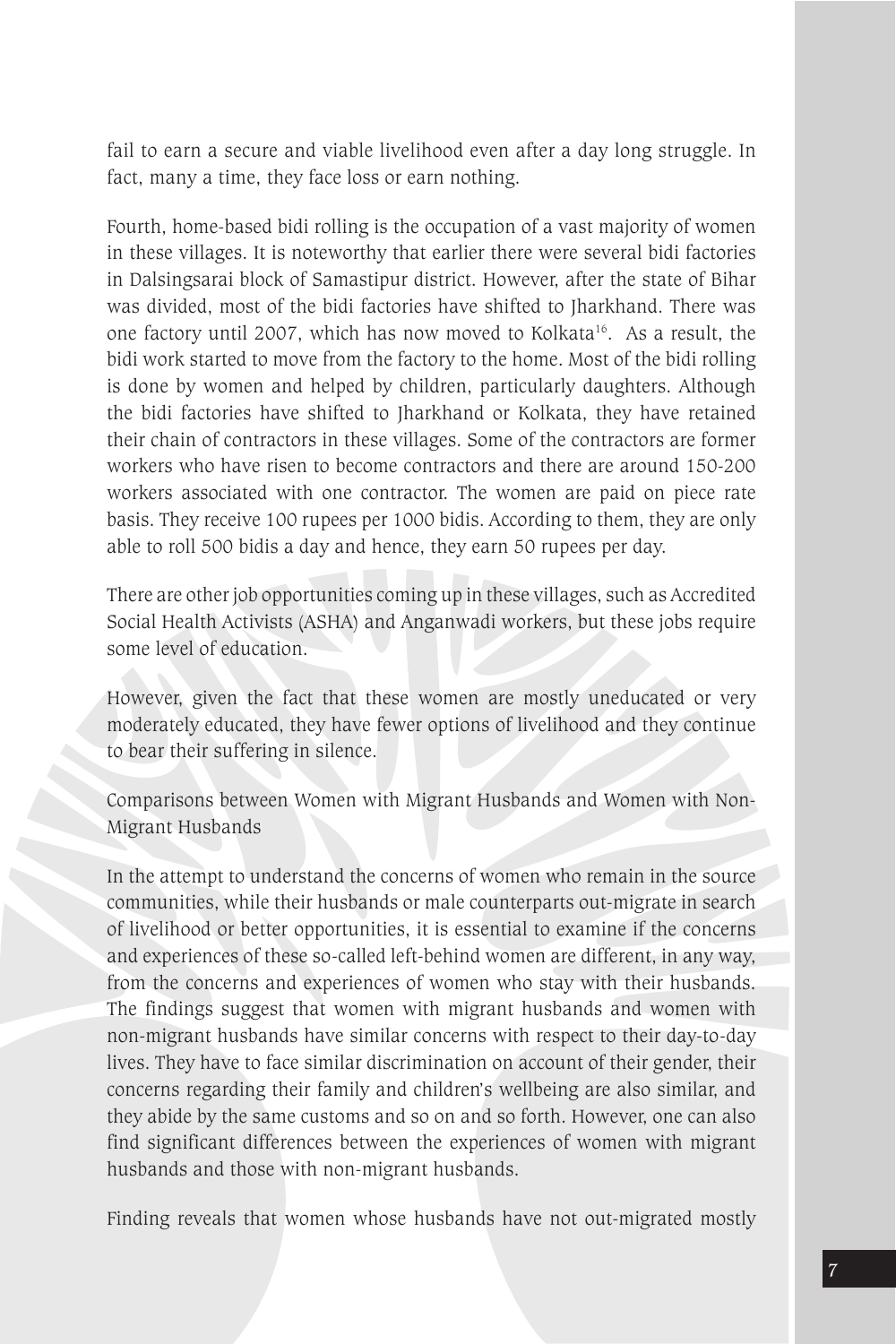fail to earn a secure and viable livelihood even after a day long struggle. In fact, many a time, they face loss or earn nothing.

Fourth, home-based bidi rolling is the occupation of a vast majority of women in these villages. It is noteworthy that earlier there were several bidi factories in Dalsingsarai block of Samastipur district. However, after the state of Bihar was divided, most of the bidi factories have shifted to Jharkhand. There was one factory until 2007, which has now moved to Kolkata[16]. As a result, the bidi work started to move from the factory to the home. Most of the bidi rolling is done by women and helped by children, particularly daughters. Although the bidi factories have shifted to Jharkhand or Kolkata, they have retained their chain of contractors in these villages. Some of the contractors are former workers who have risen to become contractors and there are around 150-200 workers associated with one contractor. The women are paid on piece rate basis. They receive 100 rupees per 1000 bidis. According to them, they are only able to roll 500 bidis a day and hence, they earn 50 rupees per day.

There are other job opportunities coming up in these villages, such as Accredited Social Health Activists (ASHA) and Anganwadi workers, but these jobs require some level of education.

However, given the fact that these women are mostly uneducated or very moderately educated, they have fewer options of livelihood and they continue to bear their suffering in silence.

## Comparisons between Women with Migrant Husbands and Women with Non-Migrant Husbands

In the attempt to understand the concerns of women who remain in the source communities, while their husbands or male counterparts out-migrate in search of livelihood or better opportunities, it is essential to examine if the concerns and experiences of these so-called left-behind women are different, in any way, from the concerns and experiences of women who stay with their husbands. The findings suggest that women with migrant husbands and women with non-migrant husbands have similar concerns with respect to their day-to-day lives. They have to face similar discrimination on account of their gender, their concerns regarding their family and children's wellbeing are also similar, and they abide by the same customs and so on and so forth. However, one can also find significant differences between the experiences of women with migrant husbands and those with non-migrant husbands.

Finding reveals that women whose husbands have not out-migrated mostly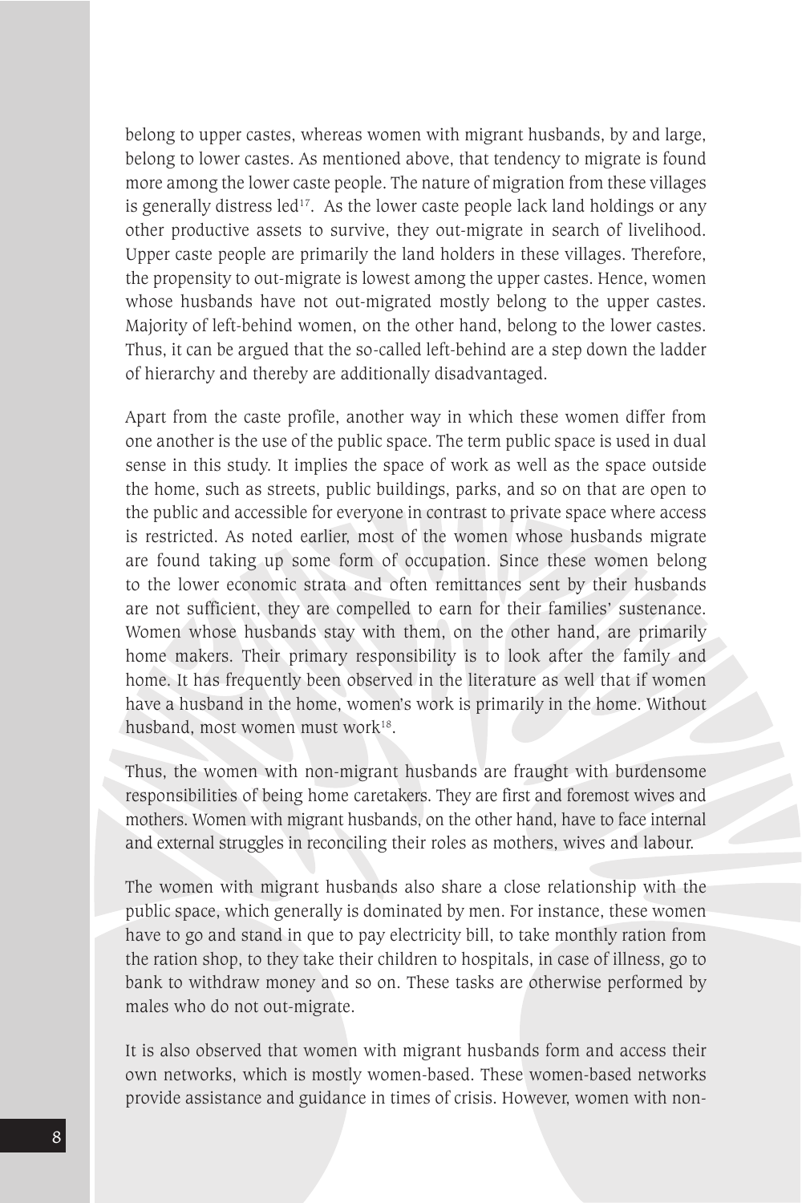belong to upper castes, whereas women with migrant husbands, by and large, belong to lower castes. As mentioned above, that tendency to migrate is found more among the lower caste people. The nature of migration from these villages is generally distress led[17]. As the lower caste people lack land holdings or any other productive assets to survive, they out-migrate in search of livelihood. Upper caste people are primarily the land holders in these villages. Therefore, the propensity to out-migrate is lowest among the upper castes. Hence, women whose husbands have not out-migrated mostly belong to the upper castes. Majority of left-behind women, on the other hand, belong to the lower castes. Thus, it can be argued that the so-called left-behind are a step down the ladder of hierarchy and thereby are additionally disadvantaged.

Apart from the caste profile, another way in which these women differ from one another is the use of the public space. The term public space is used in dual sense in this study. It implies the space of work as well as the space outside the home, such as streets, public buildings, parks, and so on that are open to the public and accessible for everyone in contrast to private space where access is restricted. As noted earlier, most of the women whose husbands migrate are found taking up some form of occupation. Since these women belong to the lower economic strata and often remittances sent by their husbands are not sufficient, they are compelled to earn for their families' sustenance. Women whose husbands stay with them, on the other hand, are primarily home makers. Their primary responsibility is to look after the family and home. It has frequently been observed in the literature as well that if women have a husband in the home, women's work is primarily in the home. Without husband, most women must work[18].

Thus, the women with non-migrant husbands are fraught with burdensome responsibilities of being home caretakers. They are first and foremost wives and mothers. Women with migrant husbands, on the other hand, have to face internal and external struggles in reconciling their roles as mothers, wives and labour.

The women with migrant husbands also share a close relationship with the public space, which generally is dominated by men. For instance, these women have to go and stand in que to pay electricity bill, to take monthly ration from the ration shop, to they take their children to hospitals, in case of illness, go to bank to withdraw money and so on. These tasks are otherwise performed by males who do not out-migrate.

It is also observed that women with migrant husbands form and access their own networks, which is mostly women-based. These women-based networks provide assistance and guidance in times of crisis. However, women with non-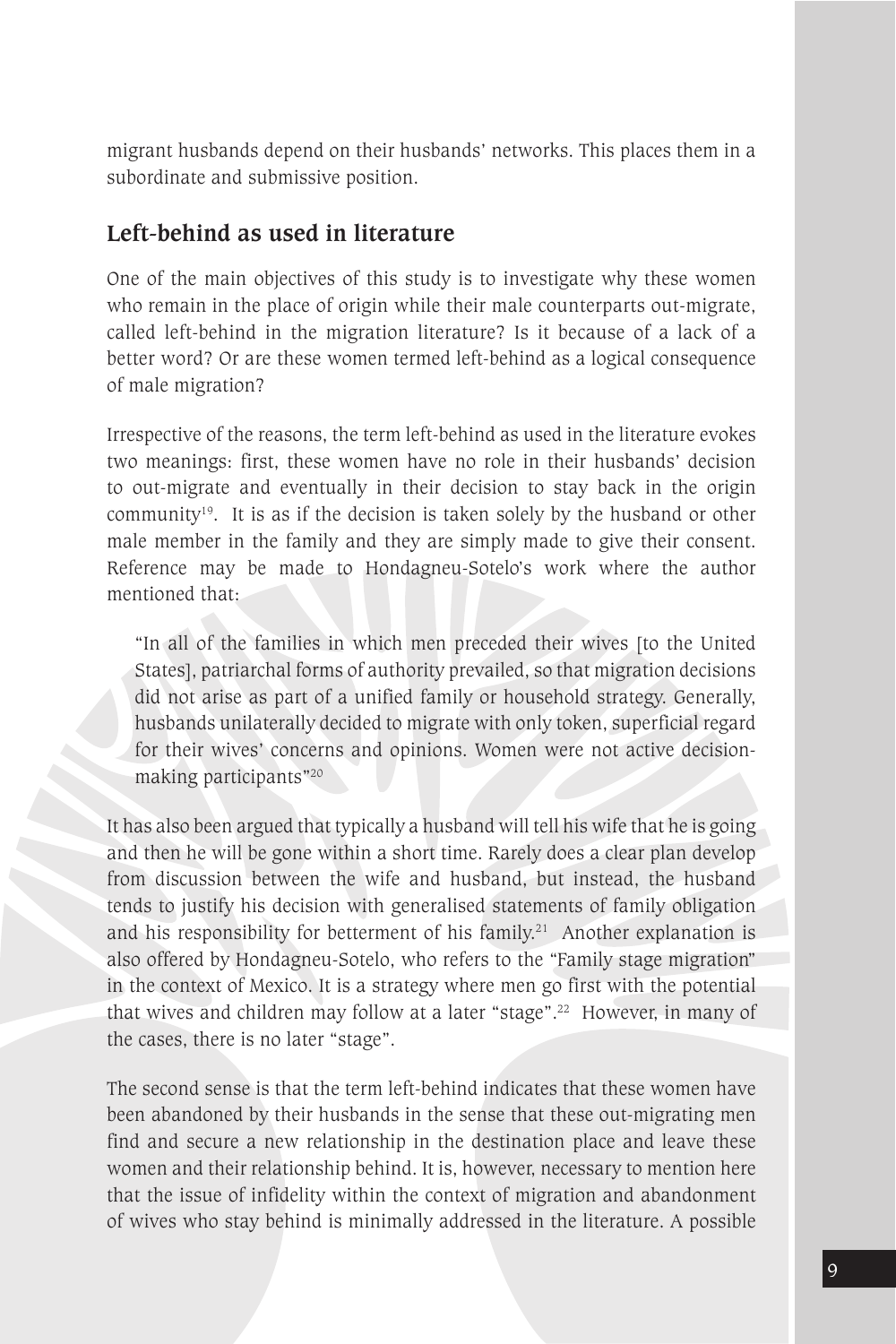migrant husbands depend on their husbands' networks. This places them in a subordinate and submissive position.

## Left-behind as used in literature

One of the main objectives of this study is to investigate why these women who remain in the place of origin while their male counterparts out-migrate, called left-behind in the migration literature? Is it because of a lack of a better word? Or are these women termed left-behind as a logical consequence of male migration?

Irrespective of the reasons, the term left-behind as used in the literature evokes two meanings: first, these women have no role in their husbands' decision to out-migrate and eventually in their decision to stay back in the origin community[19]. It is as if the decision is taken solely by the husband or other male member in the family and they are simply made to give their consent. Reference may be made to Hondagneu-Sotelo's work where the author mentioned that:

> "In all of the families in which men preceded their wives [to the United States], patriarchal forms of authority prevailed, so that migration decisions did not arise as part of a unified family or household strategy. Generally, husbands unilaterally decided to migrate with only token, superficial regard for their wives' concerns and opinions. Women were not active decision-making participants"[20]

It has also been argued that typically a husband will tell his wife that he is going and then he will be gone within a short time. Rarely does a clear plan develop from discussion between the wife and husband, but instead, the husband tends to justify his decision with generalised statements of family obligation and his responsibility for betterment of his family.[21] Another explanation is also offered by Hondagneu-Sotelo, who refers to the "Family stage migration" in the context of Mexico. It is a strategy where men go first with the potential that wives and children may follow at a later "stage".[22] However, in many of the cases, there is no later "stage".

The second sense is that the term left-behind indicates that these women have been abandoned by their husbands in the sense that these out-migrating men find and secure a new relationship in the destination place and leave these women and their relationship behind. It is, however, necessary to mention here that the issue of infidelity within the context of migration and abandonment of wives who stay behind is minimally addressed in the literature. A possible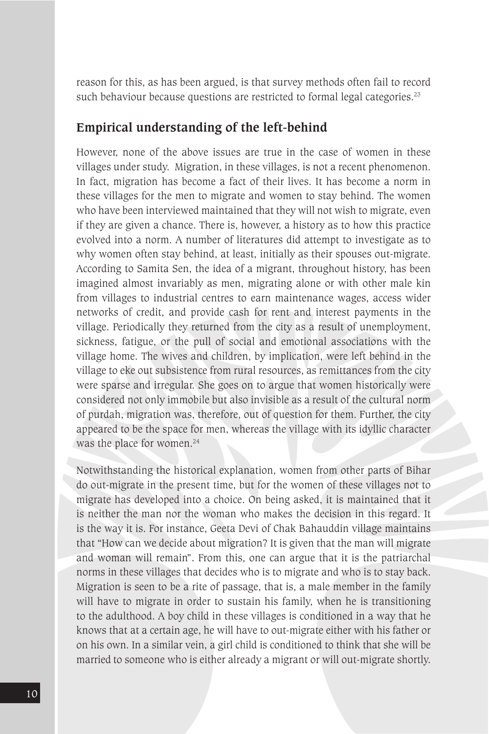reason for this, as has been argued, is that survey methods often fail to record such behaviour because questions are restricted to formal legal categories.[23]

## Empirical understanding of the left-behind

However, none of the above issues are true in the case of women in these villages under study. Migration, in these villages, is not a recent phenomenon. In fact, migration has become a fact of their lives. It has become a norm in these villages for the men to migrate and women to stay behind. The women who have been interviewed maintained that they will not wish to migrate, even if they are given a chance. There is, however, a history as to how this practice evolved into a norm. A number of literatures did attempt to investigate as to why women often stay behind, at least, initially as their spouses out-migrate. According to Samita Sen, the idea of a migrant, throughout history, has been imagined almost invariably as men, migrating alone or with other male kin from villages to industrial centres to earn maintenance wages, access wider networks of credit, and provide cash for rent and interest payments in the village. Periodically they returned from the city as a result of unemployment, sickness, fatigue, or the pull of social and emotional associations with the village home. The wives and children, by implication, were left behind in the village to eke out subsistence from rural resources, as remittances from the city were sparse and irregular. She goes on to argue that women historically were considered not only immobile but also invisible as a result of the cultural norm of purdah, migration was, therefore, out of question for them. Further, the city appeared to be the space for men, whereas the village with its idyllic character was the place for women.[24]

Notwithstanding the historical explanation, women from other parts of Bihar do out-migrate in the present time, but for the women of these villages not to migrate has developed into a choice. On being asked, it is maintained that it is neither the man nor the woman who makes the decision in this regard. It is the way it is. For instance, Geeta Devi of Chak Bahauddin village maintains that "How can we decide about migration? It is given that the man will migrate and woman will remain". From this, one can argue that it is the patriarchal norms in these villages that decides who is to migrate and who is to stay back. Migration is seen to be a rite of passage, that is, a male member in the family will have to migrate in order to sustain his family, when he is transitioning to the adulthood. A boy child in these villages is conditioned in a way that he knows that at a certain age, he will have to out-migrate either with his father or on his own. In a similar vein, a girl child is conditioned to think that she will be married to someone who is either already a migrant or will out-migrate shortly.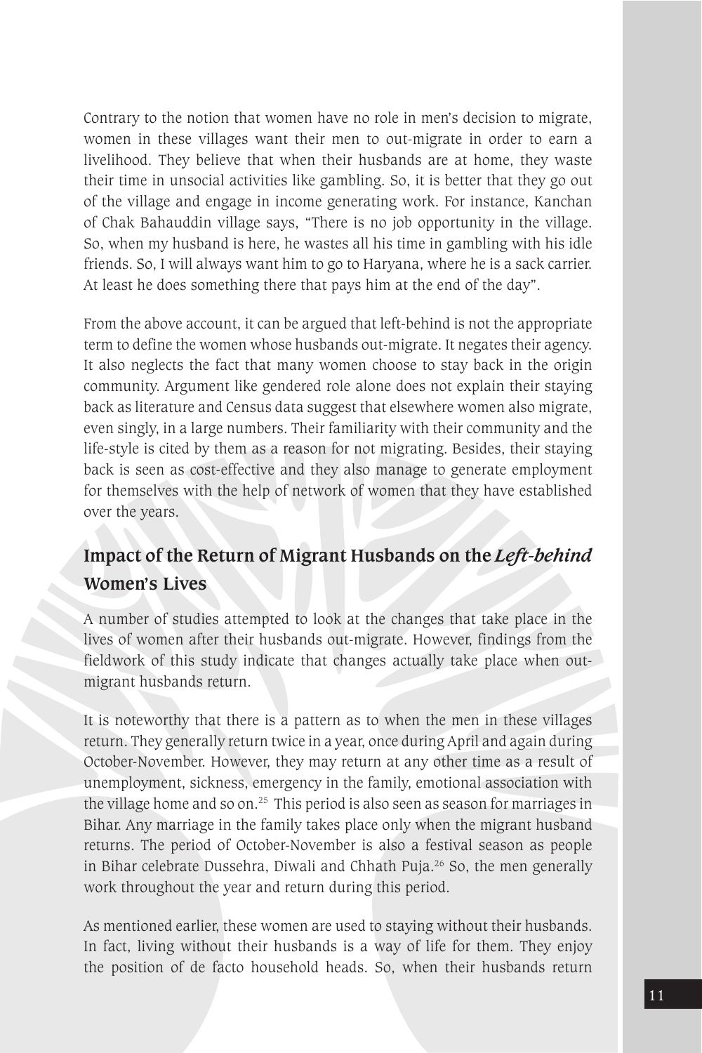Contrary to the notion that women have no role in men's decision to migrate, women in these villages want their men to out-migrate in order to earn a livelihood. They believe that when their husbands are at home, they waste their time in unsocial activities like gambling. So, it is better that they go out of the village and engage in income generating work. For instance, Kanchan of Chak Bahauddin village says, "There is no job opportunity in the village. So, when my husband is here, he wastes all his time in gambling with his idle friends. So, I will always want him to go to Haryana, where he is a sack carrier. At least he does something there that pays him at the end of the day".

From the above account, it can be argued that left-behind is not the appropriate term to define the women whose husbands out-migrate. It negates their agency. It also neglects the fact that many women choose to stay back in the origin community. Argument like gendered role alone does not explain their staying back as literature and Census data suggest that elsewhere women also migrate, even singly, in a large numbers. Their familiarity with their community and the life-style is cited by them as a reason for not migrating. Besides, their staying back is seen as cost-effective and they also manage to generate employment for themselves with the help of network of women that they have established over the years.

## Impact of the Return of Migrant Husbands on the *Left-behind* Women's Lives

A number of studies attempted to look at the changes that take place in the lives of women after their husbands out-migrate. However, findings from the fieldwork of this study indicate that changes actually take place when out-migrant husbands return.

It is noteworthy that there is a pattern as to when the men in these villages return. They generally return twice in a year, once during April and again during October-November. However, they may return at any other time as a result of unemployment, sickness, emergency in the family, emotional association with the village home and so on.[25] This period is also seen as season for marriages in Bihar. Any marriage in the family takes place only when the migrant husband returns. The period of October-November is also a festival season as people in Bihar celebrate Dussehra, Diwali and Chhath Puja.[26] So, the men generally work throughout the year and return during this period.

As mentioned earlier, these women are used to staying without their husbands. In fact, living without their husbands is a way of life for them. They enjoy the position of de facto household heads. So, when their husbands return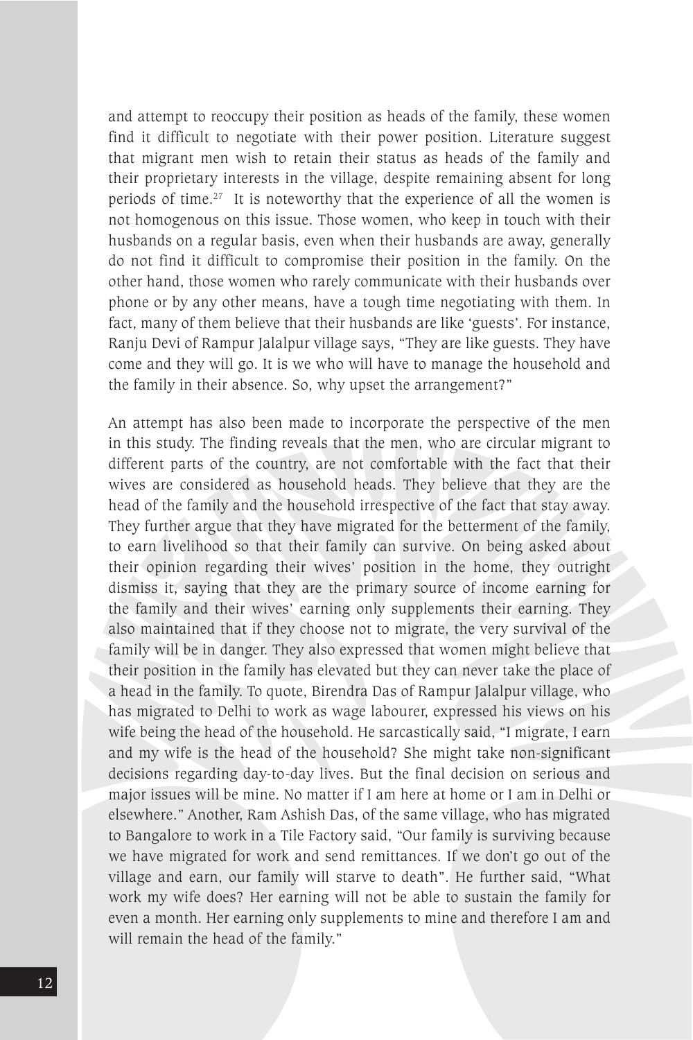and attempt to reoccupy their position as heads of the family, these women find it difficult to negotiate with their power position. Literature suggest that migrant men wish to retain their status as heads of the family and their proprietary interests in the village, despite remaining absent for long periods of time.[27] It is noteworthy that the experience of all the women is not homogenous on this issue. Those women, who keep in touch with their husbands on a regular basis, even when their husbands are away, generally do not find it difficult to compromise their position in the family. On the other hand, those women who rarely communicate with their husbands over phone or by any other means, have a tough time negotiating with them. In fact, many of them believe that their husbands are like 'guests'. For instance, Ranju Devi of Rampur Jalalpur village says, "They are like guests. They have come and they will go. It is we who will have to manage the household and the family in their absence. So, why upset the arrangement?"

An attempt has also been made to incorporate the perspective of the men in this study. The finding reveals that the men, who are circular migrant to different parts of the country, are not comfortable with the fact that their wives are considered as household heads. They believe that they are the head of the family and the household irrespective of the fact that stay away. They further argue that they have migrated for the betterment of the family, to earn livelihood so that their family can survive. On being asked about their opinion regarding their wives' position in the home, they outright dismiss it, saying that they are the primary source of income earning for the family and their wives' earning only supplements their earning. They also maintained that if they choose not to migrate, the very survival of the family will be in danger. They also expressed that women might believe that their position in the family has elevated but they can never take the place of a head in the family. To quote, Birendra Das of Rampur Jalalpur village, who has migrated to Delhi to work as wage labourer, expressed his views on his wife being the head of the household. He sarcastically said, "I migrate, I earn and my wife is the head of the household? She might take non-significant decisions regarding day-to-day lives. But the final decision on serious and major issues will be mine. No matter if I am here at home or I am in Delhi or elsewhere." Another, Ram Ashish Das, of the same village, who has migrated to Bangalore to work in a Tile Factory said, "Our family is surviving because we have migrated for work and send remittances. If we don't go out of the village and earn, our family will starve to death". He further said, "What work my wife does? Her earning will not be able to sustain the family for even a month. Her earning only supplements to mine and therefore I am and will remain the head of the family."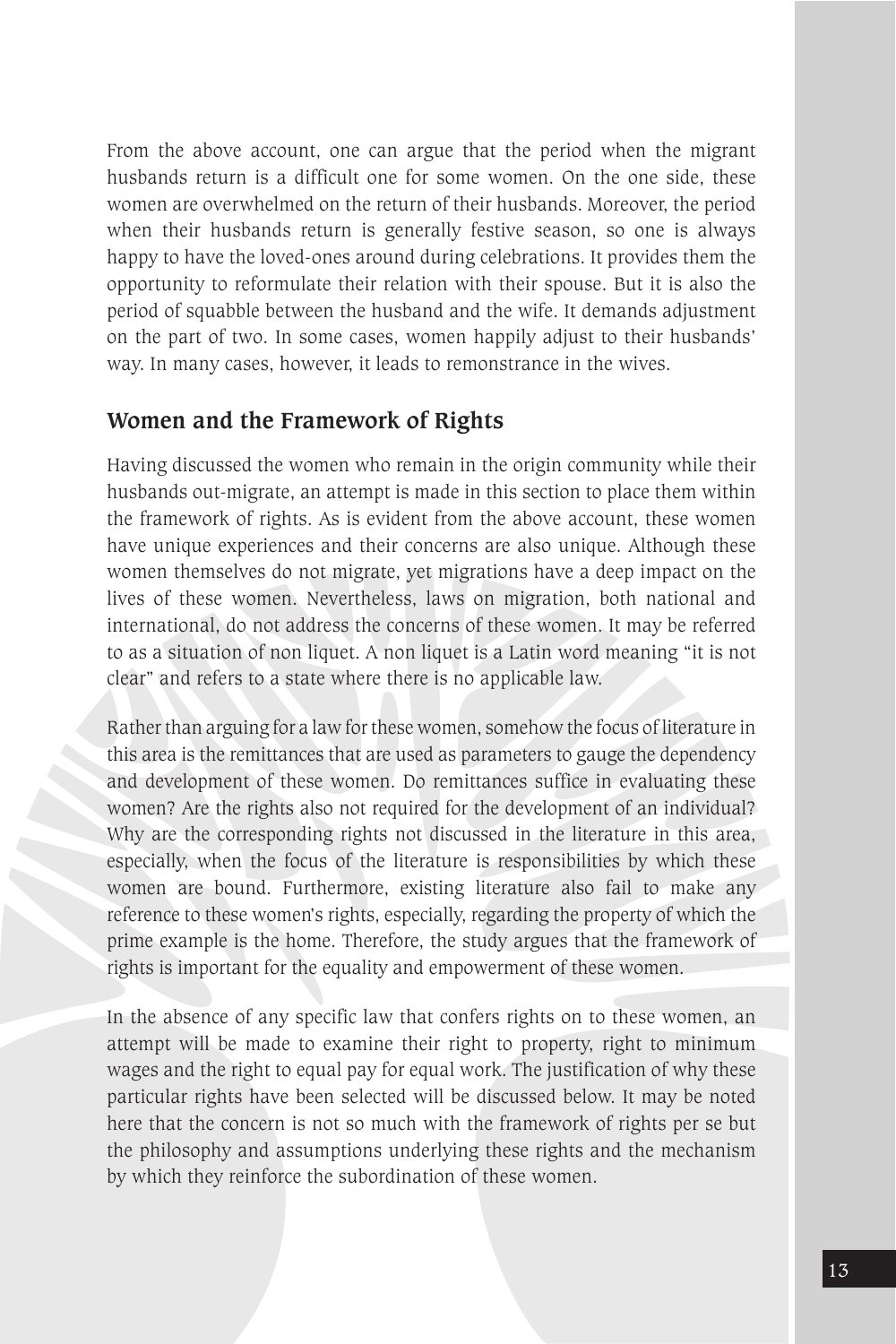From the above account, one can argue that the period when the migrant husbands return is a difficult one for some women. On the one side, these women are overwhelmed on the return of their husbands. Moreover, the period when their husbands return is generally festive season, so one is always happy to have the loved-ones around during celebrations. It provides them the opportunity to reformulate their relation with their spouse. But it is also the period of squabble between the husband and the wife. It demands adjustment on the part of two. In some cases, women happily adjust to their husbands' way. In many cases, however, it leads to remonstrance in the wives.

## Women and the Framework of Rights

Having discussed the women who remain in the origin community while their husbands out-migrate, an attempt is made in this section to place them within the framework of rights. As is evident from the above account, these women have unique experiences and their concerns are also unique. Although these women themselves do not migrate, yet migrations have a deep impact on the lives of these women. Nevertheless, laws on migration, both national and international, do not address the concerns of these women. It may be referred to as a situation of non liquet. A non liquet is a Latin word meaning "it is not clear" and refers to a state where there is no applicable law.

Rather than arguing for a law for these women, somehow the focus of literature in this area is the remittances that are used as parameters to gauge the dependency and development of these women. Do remittances suffice in evaluating these women? Are the rights also not required for the development of an individual? Why are the corresponding rights not discussed in the literature in this area, especially, when the focus of the literature is responsibilities by which these women are bound. Furthermore, existing literature also fail to make any reference to these women's rights, especially, regarding the property of which the prime example is the home. Therefore, the study argues that the framework of rights is important for the equality and empowerment of these women.

In the absence of any specific law that confers rights on to these women, an attempt will be made to examine their right to property, right to minimum wages and the right to equal pay for equal work. The justification of why these particular rights have been selected will be discussed below. It may be noted here that the concern is not so much with the framework of rights per se but the philosophy and assumptions underlying these rights and the mechanism by which they reinforce the subordination of these women.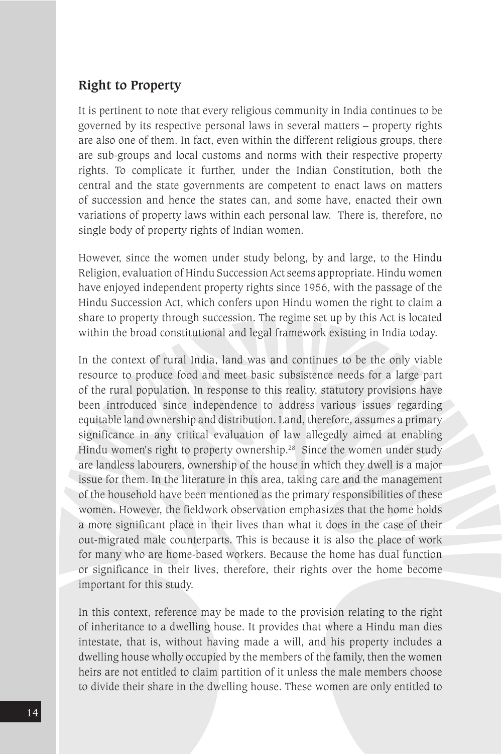## Right to Property

It is pertinent to note that every religious community in India continues to be governed by its respective personal laws in several matters – property rights are also one of them. In fact, even within the different religious groups, there are sub-groups and local customs and norms with their respective property rights. To complicate it further, under the Indian Constitution, both the central and the state governments are competent to enact laws on matters of succession and hence the states can, and some have, enacted their own variations of property laws within each personal law. There is, therefore, no single body of property rights of Indian women.

However, since the women under study belong, by and large, to the Hindu Religion, evaluation of Hindu Succession Act seems appropriate. Hindu women have enjoyed independent property rights since 1956, with the passage of the Hindu Succession Act, which confers upon Hindu women the right to claim a share to property through succession. The regime set up by this Act is located within the broad constitutional and legal framework existing in India today.

In the context of rural India, land was and continues to be the only viable resource to produce food and meet basic subsistence needs for a large part of the rural population. In response to this reality, statutory provisions have been introduced since independence to address various issues regarding equitable land ownership and distribution. Land, therefore, assumes a primary significance in any critical evaluation of law allegedly aimed at enabling Hindu women's right to property ownership.[28] Since the women under study are landless labourers, ownership of the house in which they dwell is a major issue for them. In the literature in this area, taking care and the management of the household have been mentioned as the primary responsibilities of these women. However, the fieldwork observation emphasizes that the home holds a more significant place in their lives than what it does in the case of their out-migrated male counterparts. This is because it is also the place of work for many who are home-based workers. Because the home has dual function or significance in their lives, therefore, their rights over the home become important for this study.

In this context, reference may be made to the provision relating to the right of inheritance to a dwelling house. It provides that where a Hindu man dies intestate, that is, without having made a will, and his property includes a dwelling house wholly occupied by the members of the family, then the women heirs are not entitled to claim partition of it unless the male members choose to divide their share in the dwelling house. These women are only entitled to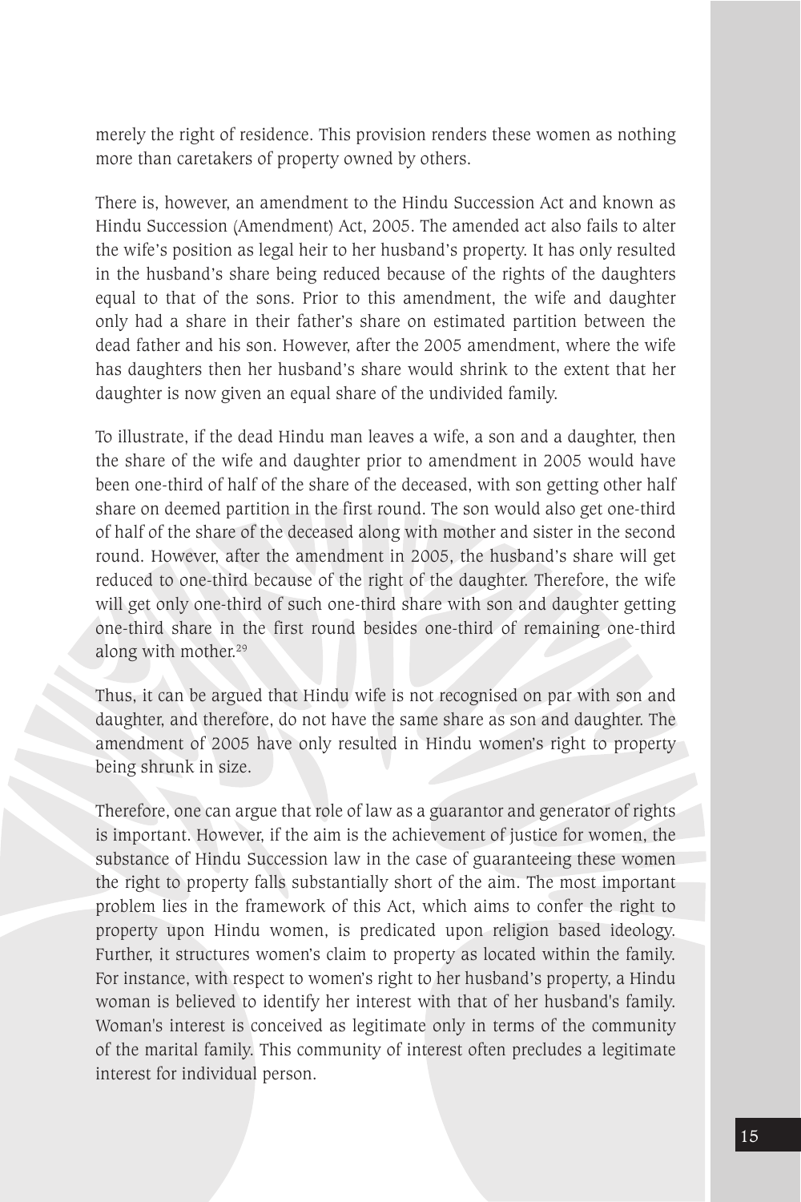merely the right of residence. This provision renders these women as nothing more than caretakers of property owned by others.

There is, however, an amendment to the Hindu Succession Act and known as Hindu Succession (Amendment) Act, 2005. The amended act also fails to alter the wife's position as legal heir to her husband's property. It has only resulted in the husband's share being reduced because of the rights of the daughters equal to that of the sons. Prior to this amendment, the wife and daughter only had a share in their father's share on estimated partition between the dead father and his son. However, after the 2005 amendment, where the wife has daughters then her husband's share would shrink to the extent that her daughter is now given an equal share of the undivided family.

To illustrate, if the dead Hindu man leaves a wife, a son and a daughter, then the share of the wife and daughter prior to amendment in 2005 would have been one-third of half of the share of the deceased, with son getting other half share on deemed partition in the first round. The son would also get one-third of half of the share of the deceased along with mother and sister in the second round. However, after the amendment in 2005, the husband's share will get reduced to one-third because of the right of the daughter. Therefore, the wife will get only one-third of such one-third share with son and daughter getting one-third share in the first round besides one-third of remaining one-third along with mother.[29]

Thus, it can be argued that Hindu wife is not recognised on par with son and daughter, and therefore, do not have the same share as son and daughter. The amendment of 2005 have only resulted in Hindu women's right to property being shrunk in size.

Therefore, one can argue that role of law as a guarantor and generator of rights is important. However, if the aim is the achievement of justice for women, the substance of Hindu Succession law in the case of guaranteeing these women the right to property falls substantially short of the aim. The most important problem lies in the framework of this Act, which aims to confer the right to property upon Hindu women, is predicated upon religion based ideology. Further, it structures women's claim to property as located within the family. For instance, with respect to women's right to her husband's property, a Hindu woman is believed to identify her interest with that of her husband's family. Woman's interest is conceived as legitimate only in terms of the community of the marital family. This community of interest often precludes a legitimate interest for individual person.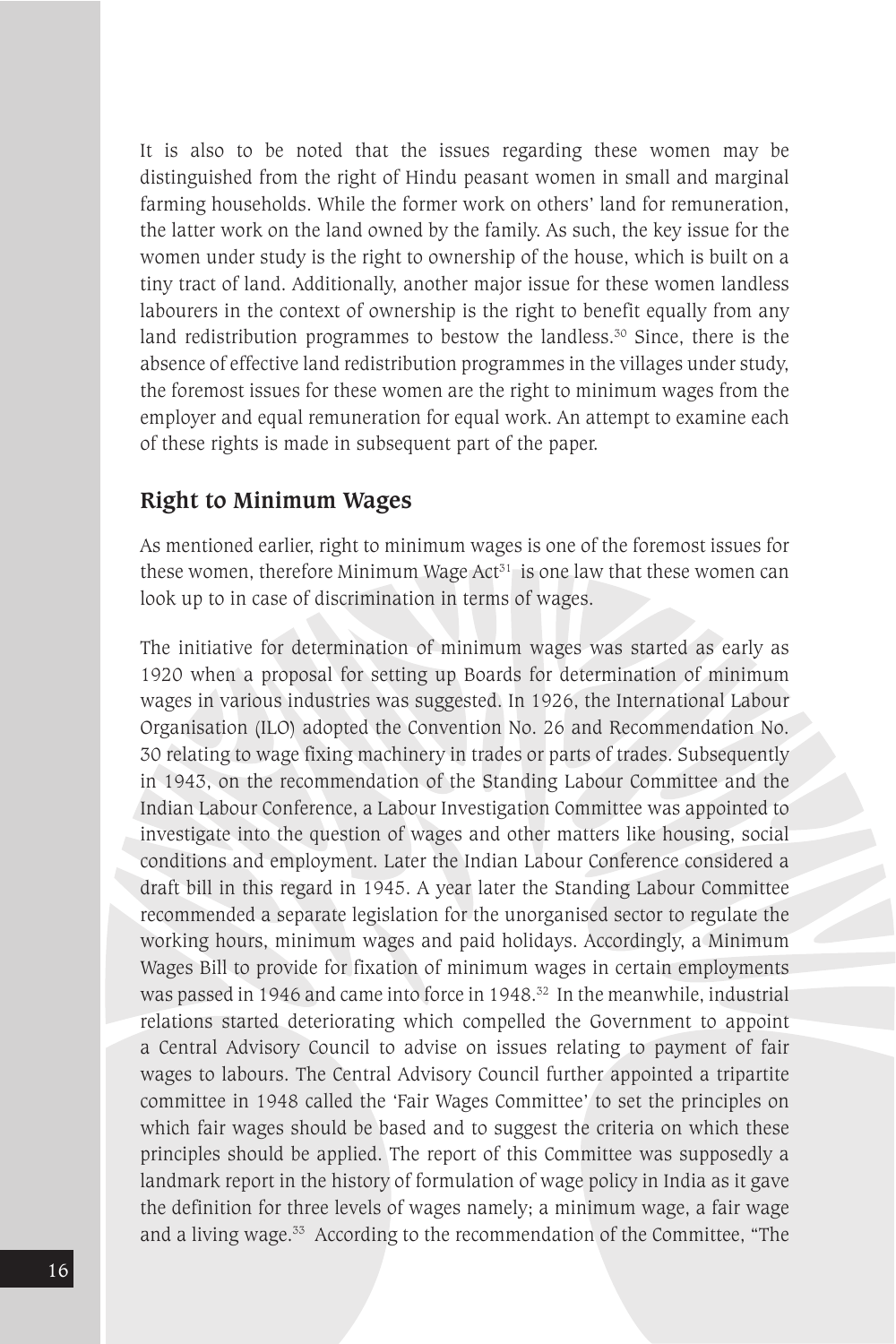It is also to be noted that the issues regarding these women may be distinguished from the right of Hindu peasant women in small and marginal farming households. While the former work on others' land for remuneration, the latter work on the land owned by the family. As such, the key issue for the women under study is the right to ownership of the house, which is built on a tiny tract of land. Additionally, another major issue for these women landless labourers in the context of ownership is the right to benefit equally from any land redistribution programmes to bestow the landless.[30] Since, there is the absence of effective land redistribution programmes in the villages under study, the foremost issues for these women are the right to minimum wages from the employer and equal remuneration for equal work. An attempt to examine each of these rights is made in subsequent part of the paper.

## Right to Minimum Wages

As mentioned earlier, right to minimum wages is one of the foremost issues for these women, therefore Minimum Wage Act[31] is one law that these women can look up to in case of discrimination in terms of wages.

The initiative for determination of minimum wages was started as early as 1920 when a proposal for setting up Boards for determination of minimum wages in various industries was suggested. In 1926, the International Labour Organisation (ILO) adopted the Convention No. 26 and Recommendation No. 30 relating to wage fixing machinery in trades or parts of trades. Subsequently in 1943, on the recommendation of the Standing Labour Committee and the Indian Labour Conference, a Labour Investigation Committee was appointed to investigate into the question of wages and other matters like housing, social conditions and employment. Later the Indian Labour Conference considered a draft bill in this regard in 1945. A year later the Standing Labour Committee recommended a separate legislation for the unorganised sector to regulate the working hours, minimum wages and paid holidays. Accordingly, a Minimum Wages Bill to provide for fixation of minimum wages in certain employments was passed in 1946 and came into force in 1948.[32] In the meanwhile, industrial relations started deteriorating which compelled the Government to appoint a Central Advisory Council to advise on issues relating to payment of fair wages to labours. The Central Advisory Council further appointed a tripartite committee in 1948 called the 'Fair Wages Committee' to set the principles on which fair wages should be based and to suggest the criteria on which these principles should be applied. The report of this Committee was supposedly a landmark report in the history of formulation of wage policy in India as it gave the definition for three levels of wages namely; a minimum wage, a fair wage and a living wage.[33] According to the recommendation of the Committee, "The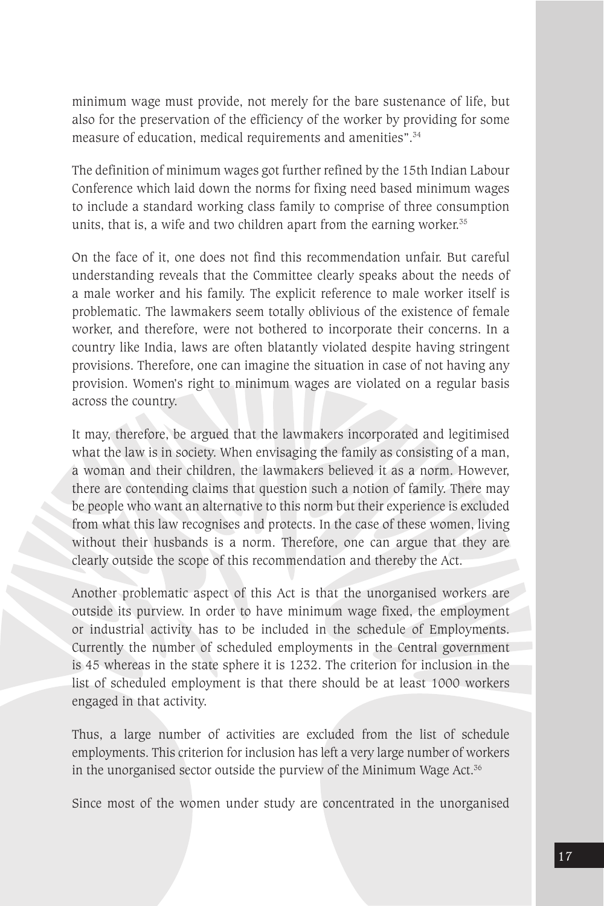minimum wage must provide, not merely for the bare sustenance of life, but also for the preservation of the efficiency of the worker by providing for some measure of education, medical requirements and amenities".[34]

The definition of minimum wages got further refined by the 15th Indian Labour Conference which laid down the norms for fixing need based minimum wages to include a standard working class family to comprise of three consumption units, that is, a wife and two children apart from the earning worker.[35]

On the face of it, one does not find this recommendation unfair. But careful understanding reveals that the Committee clearly speaks about the needs of a male worker and his family. The explicit reference to male worker itself is problematic. The lawmakers seem totally oblivious of the existence of female worker, and therefore, were not bothered to incorporate their concerns. In a country like India, laws are often blatantly violated despite having stringent provisions. Therefore, one can imagine the situation in case of not having any provision. Women's right to minimum wages are violated on a regular basis across the country.

It may, therefore, be argued that the lawmakers incorporated and legitimised what the law is in society. When envisaging the family as consisting of a man, a woman and their children, the lawmakers believed it as a norm. However, there are contending claims that question such a notion of family. There may be people who want an alternative to this norm but their experience is excluded from what this law recognises and protects. In the case of these women, living without their husbands is a norm. Therefore, one can argue that they are clearly outside the scope of this recommendation and thereby the Act.

Another problematic aspect of this Act is that the unorganised workers are outside its purview. In order to have minimum wage fixed, the employment or industrial activity has to be included in the schedule of Employments. Currently the number of scheduled employments in the Central government is 45 whereas in the state sphere it is 1232. The criterion for inclusion in the list of scheduled employment is that there should be at least 1000 workers engaged in that activity.

Thus, a large number of activities are excluded from the list of schedule employments. This criterion for inclusion has left a very large number of workers in the unorganised sector outside the purview of the Minimum Wage Act.[36]

Since most of the women under study are concentrated in the unorganised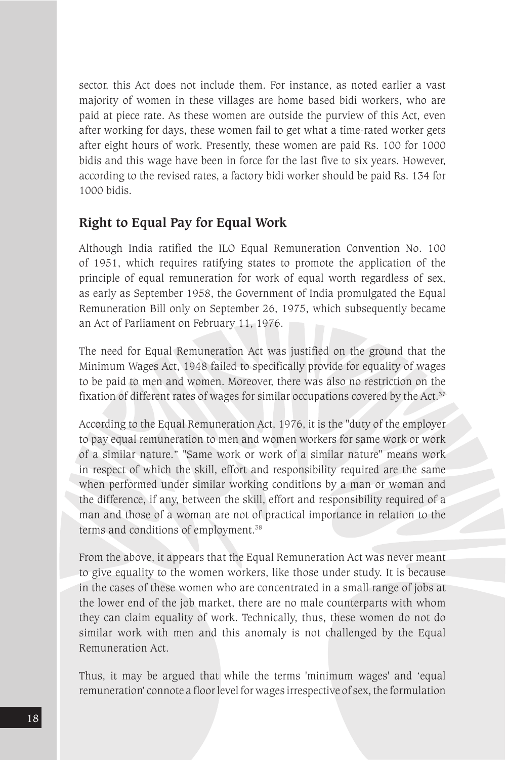sector, this Act does not include them. For instance, as noted earlier a vast majority of women in these villages are home based bidi workers, who are paid at piece rate. As these women are outside the purview of this Act, even after working for days, these women fail to get what a time-rated worker gets after eight hours of work. Presently, these women are paid Rs. 100 for 1000 bidis and this wage have been in force for the last five to six years. However, according to the revised rates, a factory bidi worker should be paid Rs. 134 for 1000 bidis.

## Right to Equal Pay for Equal Work

Although India ratified the ILO Equal Remuneration Convention No. 100 of 1951, which requires ratifying states to promote the application of the principle of equal remuneration for work of equal worth regardless of sex, as early as September 1958, the Government of India promulgated the Equal Remuneration Bill only on September 26, 1975, which subsequently became an Act of Parliament on February 11, 1976.

The need for Equal Remuneration Act was justified on the ground that the Minimum Wages Act, 1948 failed to specifically provide for equality of wages to be paid to men and women. Moreover, there was also no restriction on the fixation of different rates of wages for similar occupations covered by the Act.[37]

According to the Equal Remuneration Act, 1976, it is the "duty of the employer to pay equal remuneration to men and women workers for same work or work of a similar nature." "Same work or work of a similar nature" means work in respect of which the skill, effort and responsibility required are the same when performed under similar working conditions by a man or woman and the difference, if any, between the skill, effort and responsibility required of a man and those of a woman are not of practical importance in relation to the terms and conditions of employment.[38]

From the above, it appears that the Equal Remuneration Act was never meant to give equality to the women workers, like those under study. It is because in the cases of these women who are concentrated in a small range of jobs at the lower end of the job market, there are no male counterparts with whom they can claim equality of work. Technically, thus, these women do not do similar work with men and this anomaly is not challenged by the Equal Remuneration Act.

Thus, it may be argued that while the terms 'minimum wages' and 'equal remuneration' connote a floor level for wages irrespective of sex, the formulation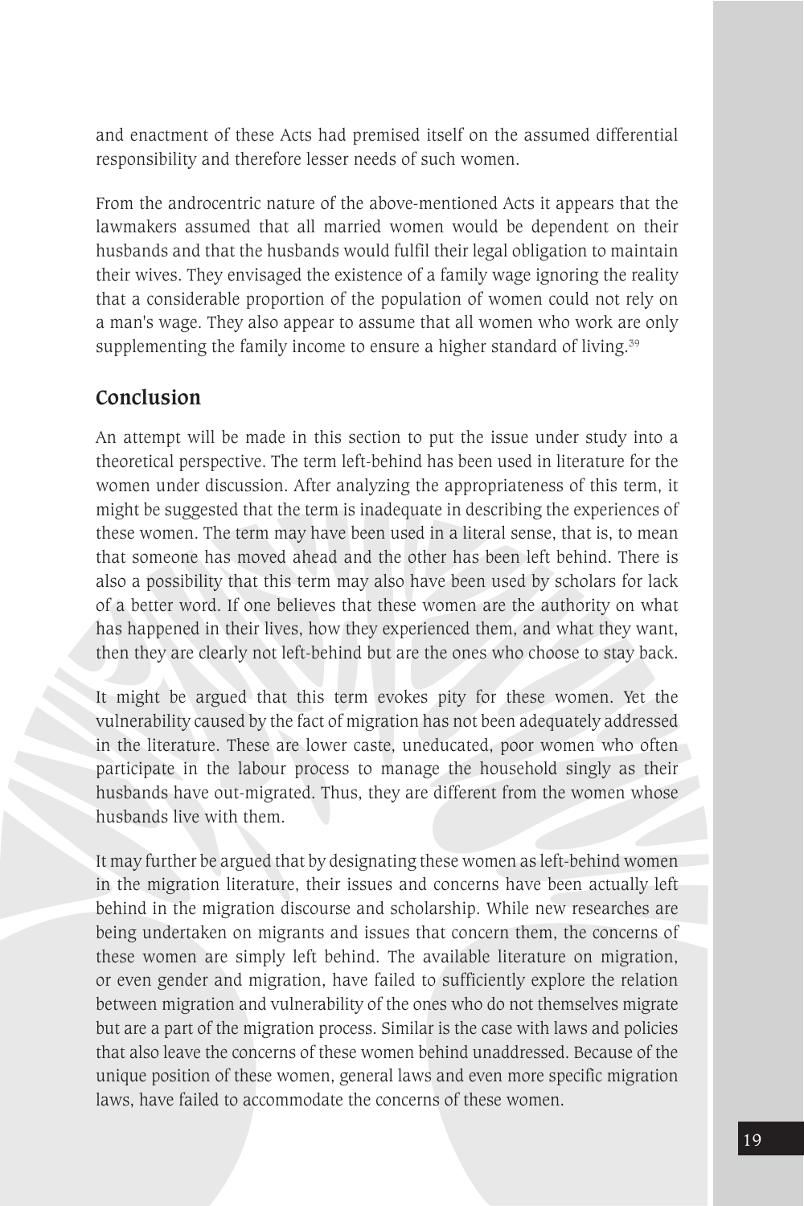and enactment of these Acts had premised itself on the assumed differential responsibility and therefore lesser needs of such women.

From the androcentric nature of the above-mentioned Acts it appears that the lawmakers assumed that all married women would be dependent on their husbands and that the husbands would fulfil their legal obligation to maintain their wives. They envisaged the existence of a family wage ignoring the reality that a considerable proportion of the population of women could not rely on a man's wage. They also appear to assume that all women who work are only supplementing the family income to ensure a higher standard of living.[39]

## Conclusion

An attempt will be made in this section to put the issue under study into a theoretical perspective. The term left-behind has been used in literature for the women under discussion. After analyzing the appropriateness of this term, it might be suggested that the term is inadequate in describing the experiences of these women. The term may have been used in a literal sense, that is, to mean that someone has moved ahead and the other has been left behind. There is also a possibility that this term may also have been used by scholars for lack of a better word. If one believes that these women are the authority on what has happened in their lives, how they experienced them, and what they want, then they are clearly not left-behind but are the ones who choose to stay back.

It might be argued that this term evokes pity for these women. Yet the vulnerability caused by the fact of migration has not been adequately addressed in the literature. These are lower caste, uneducated, poor women who often participate in the labour process to manage the household singly as their husbands have out-migrated. Thus, they are different from the women whose husbands live with them.

It may further be argued that by designating these women as left-behind women in the migration literature, their issues and concerns have been actually left behind in the migration discourse and scholarship. While new researches are being undertaken on migrants and issues that concern them, the concerns of these women are simply left behind. The available literature on migration, or even gender and migration, have failed to sufficiently explore the relation between migration and vulnerability of the ones who do not themselves migrate but are a part of the migration process. Similar is the case with laws and policies that also leave the concerns of these women behind unaddressed. Because of the unique position of these women, general laws and even more specific migration laws, have failed to accommodate the concerns of these women.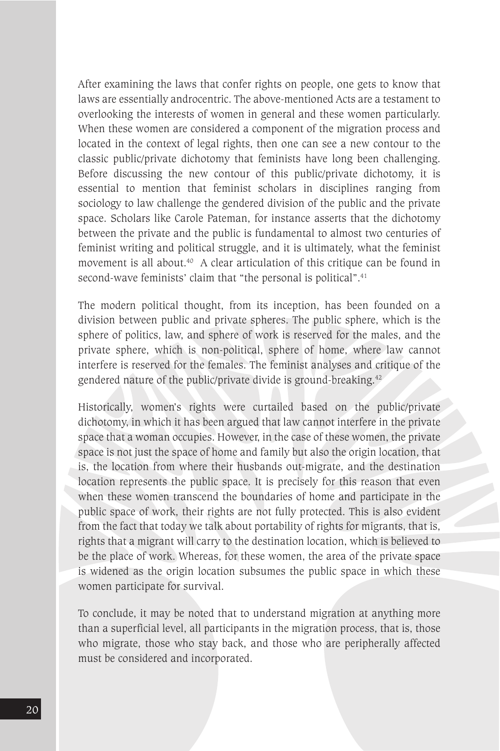After examining the laws that confer rights on people, one gets to know that laws are essentially androcentric. The above-mentioned Acts are a testament to overlooking the interests of women in general and these women particularly. When these women are considered a component of the migration process and located in the context of legal rights, then one can see a new contour to the classic public/private dichotomy that feminists have long been challenging. Before discussing the new contour of this public/private dichotomy, it is essential to mention that feminist scholars in disciplines ranging from sociology to law challenge the gendered division of the public and the private space. Scholars like Carole Pateman, for instance asserts that the dichotomy between the private and the public is fundamental to almost two centuries of feminist writing and political struggle, and it is ultimately, what the feminist movement is all about.[40] A clear articulation of this critique can be found in second-wave feminists' claim that "the personal is political".[41]

The modern political thought, from its inception, has been founded on a division between public and private spheres. The public sphere, which is the sphere of politics, law, and sphere of work is reserved for the males, and the private sphere, which is non-political, sphere of home, where law cannot interfere is reserved for the females. The feminist analyses and critique of the gendered nature of the public/private divide is ground-breaking.[42]

Historically, women's rights were curtailed based on the public/private dichotomy, in which it has been argued that law cannot interfere in the private space that a woman occupies. However, in the case of these women, the private space is not just the space of home and family but also the origin location, that is, the location from where their husbands out-migrate, and the destination location represents the public space. It is precisely for this reason that even when these women transcend the boundaries of home and participate in the public space of work, their rights are not fully protected. This is also evident from the fact that today we talk about portability of rights for migrants, that is, rights that a migrant will carry to the destination location, which is believed to be the place of work. Whereas, for these women, the area of the private space is widened as the origin location subsumes the public space in which these women participate for survival.

To conclude, it may be noted that to understand migration at anything more than a superficial level, all participants in the migration process, that is, those who migrate, those who stay back, and those who are peripherally affected must be considered and incorporated.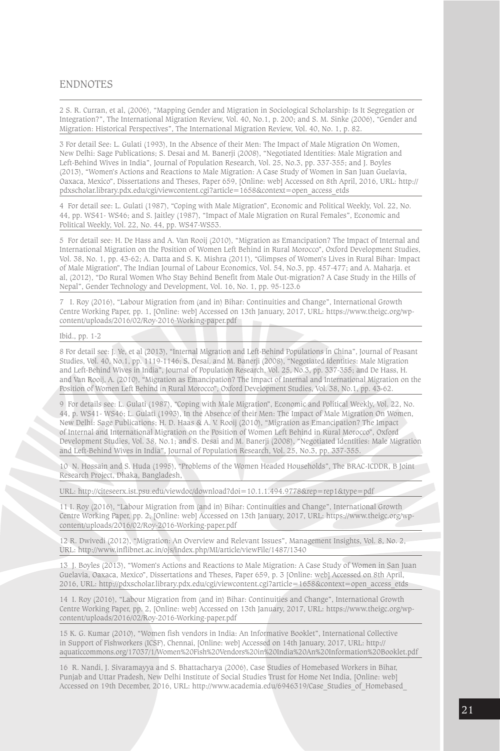## ENDNOTES

2 S. R. Curran, et al, (2006), "Mapping Gender and Migration in Sociological Scholarship: Is It Segregation or Integration?", The International Migration Review, Vol. 40, No.1, p. 200; and S. M. Sinke (2006), "Gender and Migration: Historical Perspectives", The International Migration Review, Vol. 40, No. 1, p. 82.

3 For detail See: L. Gulati (1993), In the Absence of their Men: The Impact of Male Migration On Women, New Delhi: Sage Publications; S. Desai and M. Banerji (2008), "Negotiated Identities: Male Migration and Left-Behind Wives in India", Journal of Population Research, Vol. 25, No.3, pp. 337-355; and J. Boyles (2013), "Women's Actions and Reactions to Male Migration: A Case Study of Women in San Juan Guelavia, Oaxaca, Mexico", Dissertations and Theses, Paper 659, [Online: web] Accessed on 8th April, 2016, URL: http://pdxscholar.library.pdx.edu/cgi/viewcontent.cgi?article=1658&context=open_access_etds

4 For detail see: L. Gulati (1987), "Coping with Male Migration", Economic and Political Weekly, Vol. 22, No. 44, pp. WS41- WS46; and S. Jaitley (1987), "Impact of Male Migration on Rural Females", Economic and Political Weekly, Vol. 22, No. 44, pp. WS47-WS53.

5 For detail see: H. De Hass and A. Van Rooij (2010), "Migration as Emancipation? The Impact of Internal and International Migration on the Position of Women Left Behind in Rural Morocco", Oxford Development Studies, Vol. 38, No. 1, pp. 43-62; A. Datta and S. K. Mishra (2011), "Glimpses of Women's Lives in Rural Bihar: Impact of Male Migration", The Indian Journal of Labour Economics, Vol. 54, No.3, pp. 457-477; and A. Maharja. et al, (2012), "Do Rural Women Who Stay Behind Benefit from Male Out-migration? A Case Study in the Hills of Nepal", Gender Technology and Development, Vol. 16, No. 1, pp. 95-123.6

7 I. Roy (2016), "Labour Migration from (and in) Bihar: Continuities and Change", International Growth Centre Working Paper, pp. 1, [Online: web] Accessed on 13th January, 2017, URL: https://www.theigc.org/wp-content/uploads/2016/02/Roy-2016-Working-paper.pdf

Ibid., pp. 1-2

8 For detail see: J. Ye, et al (2013), "Internal Migration and Left-Behind Populations in China", Journal of Peasant Studies, Vol. 40, No.1, pp. 1119-1146; S. Desai, and M. Banerji (2008), "Negotiated Identities: Male Migration and Left-Behind Wives in India", Journal of Population Research, Vol. 25, No.3, pp. 337-355; and De Hass, H. and Van Rooij, A. (2010), "Migration as Emancipation? The Impact of Internal and International Migration on the Position of Women Left Behind in Rural Morocco", Oxford Development Studies, Vol. 38, No.1, pp. 43-62.

9 For details see: L. Gulati (1987), "Coping with Male Migration", Economic and Political Weekly, Vol. 22, No. 44, p. WS41- WS46; L. Gulati (1993), In the Absence of their Men: The Impact of Male Migration On Women, New Delhi: Sage Publications; H. D. Haas & A. V. Rooij (2010), "Migration as Emancipation? The Impact of Internal and International Migration on the Position of Women Left Behind in Rural Morocco", Oxford Development Studies, Vol. 38, No.1; and S. Desai and M. Banerji (2008), "Negotiated Identities: Male Migration and Left-Behind Wives in India", Journal of Population Research, Vol. 25, No.3, pp. 337-355.

10 N. Hossain and S. Huda (1995), "Problems of the Women Headed Households", The BRAC-ICDDR, B Joint Research Project, Dhaka, Bangladesh,

URL: http://citeseerx.ist.psu.edu/viewdoc/download?doi=10.1.1.494.9778&rep=rep1&type=pdf

11 I. Roy (2016), "Labour Migration from (and in) Bihar: Continuities and Change", International Growth Centre Working Paper, pp. 2, [Online: web] Accessed on 13th January, 2017, URL: https://www.theigc.org/wp-content/uploads/2016/02/Roy-2016-Working-paper.pdf

12 R. Dwivedi (2012), "Migration: An Overview and Relevant Issues", Management Insights, Vol. 8, No. 2, URL: http://www.inflibnet.ac.in/ojs/index.php/MI/article/viewFile/1487/1340

13 J. Boyles (2013), "Women's Actions and Reactions to Male Migration: A Case Study of Women in San Juan Guelavia, Oaxaca, Mexico", Dissertations and Theses, Paper 659, p. 3 [Online: web] Accessed on 8th April, 2016, URL: http://pdxscholar.library.pdx.edu/cgi/viewcontent.cgi?article=1658&context=open_access_etds

14 I. Roy (2016), "Labour Migration from (and in) Bihar: Continuities and Change", International Growth Centre Working Paper, pp. 2, [Online: web] Accessed on 13th January, 2017, URL: https://www.theigc.org/wp-content/uploads/2016/02/Roy-2016-Working-paper.pdf

15 K. G. Kumar (2010), "Women fish vendors in India: An Informative Booklet", International Collective in Support of Fishworkers (ICSF), Chennai, [Online: web] Accessed on 14th January, 2017, URL: http://aquaticcommons.org/17037/1/Women%20Fish%20Vendors%20in%20India%20An%20Information%20Booklet.pdf

16 R. Nandi, J. Sivaramayya and S. Bhattacharya (2006), Case Studies of Homebased Workers in Bihar, Punjab and Uttar Pradesh, New Delhi Institute of Social Studies Trust for Home Net India, [Online: web] Accessed on 19th December, 2016, URL: http://www.academia.edu/6946319/Case_Studies_of_Homebased_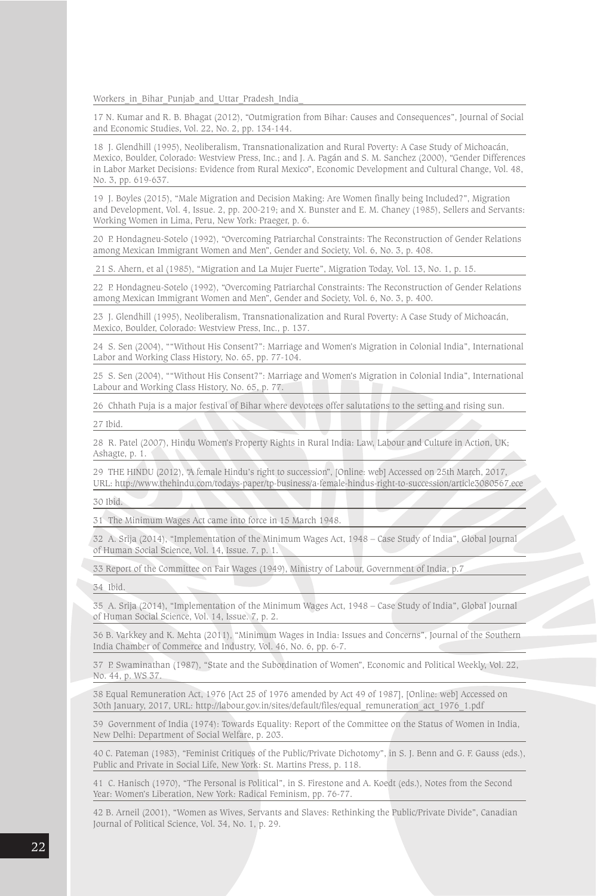Workers_in_Bihar_Punjab_and_Uttar_Pradesh_India_

17 N. Kumar and R. B. Bhagat (2012), "Outmigration from Bihar: Causes and Consequences", Journal of Social and Economic Studies, Vol. 22, No. 2, pp. 134-144.

18 J. Glendhill (1995), Neoliberalism, Transnationalization and Rural Poverty: A Case Study of Michoacán, Mexico, Boulder, Colorado: Westview Press, Inc.; and J. A. Pagán and S. M. Sanchez (2000), "Gender Differences in Labor Market Decisions: Evidence from Rural Mexico", Economic Development and Cultural Change, Vol. 48, No. 3, pp. 619-637.

19 J. Boyles (2015), "Male Migration and Decision Making: Are Women finally being Included?", Migration and Development, Vol. 4, Issue. 2, pp. 200-219; and X. Bunster and E. M. Chaney (1985), Sellers and Servants: Working Women in Lima, Peru, New York: Praeger, p. 6.

20 P. Hondagneu-Sotelo (1992), "Overcoming Patriarchal Constraints: The Reconstruction of Gender Relations among Mexican Immigrant Women and Men", Gender and Society, Vol. 6, No. 3, p. 408.

21 S. Ahern, et al (1985), "Migration and La Mujer Fuerte", Migration Today, Vol. 13, No. 1, p. 15.

22 P. Hondagneu-Sotelo (1992), "Overcoming Patriarchal Constraints: The Reconstruction of Gender Relations among Mexican Immigrant Women and Men", Gender and Society, Vol. 6, No. 3, p. 400.

23 J. Glendhill (1995), Neoliberalism, Transnationalization and Rural Poverty: A Case Study of Michoacán, Mexico, Boulder, Colorado: Westview Press, Inc., p. 137.

24 S. Sen (2004), ""Without His Consent?": Marriage and Women's Migration in Colonial India", International Labor and Working Class History, No. 65, pp. 77-104.

25 S. Sen (2004), ""Without His Consent?": Marriage and Women's Migration in Colonial India", International Labour and Working Class History, No. 65, p. 77.

26 Chhath Puja is a major festival of Bihar where devotees offer salutations to the setting and rising sun.

27 Ibid.

28 R. Patel (2007), Hindu Women's Property Rights in Rural India: Law, Labour and Culture in Action, UK; Ashagte, p. 1.

29 THE HINDU (2012), "A female Hindu's right to succession", [Online: web] Accessed on 25th March, 2017, URL: http://www.thehindu.com/todays-paper/tp-business/a-female-hindus-right-to-succession/article3080567.ece

30 Ibid.

31 The Minimum Wages Act came into force in 15 March 1948.

32 A. Srija (2014), "Implementation of the Minimum Wages Act, 1948 – Case Study of India", Global Journal of Human Social Science, Vol. 14, Issue. 7, p. 1.

33 Report of the Committee on Fair Wages (1949), Ministry of Labour, Government of India, p.7

34 Ibid.

35 A. Srija (2014), "Implementation of the Minimum Wages Act, 1948 – Case Study of India", Global Journal of Human Social Science, Vol. 14, Issue. 7, p. 2.

36 B. Varkkey and K. Mehta (2011), "Minimum Wages in India: Issues and Concerns", Journal of the Southern India Chamber of Commerce and Industry, Vol. 46, No. 6, pp. 6-7.

37 P. Swaminathan (1987), "State and the Subordination of Women", Economic and Political Weekly, Vol. 22, No. 44, p. WS 37.

38 Equal Remuneration Act, 1976 [Act 25 of 1976 amended by Act 49 of 1987], [Online: web] Accessed on 30th January, 2017, URL: http://labour.gov.in/sites/default/files/equal_remuneration_act_1976_1.pdf

39 Government of India (1974): Towards Equality: Report of the Committee on the Status of Women in India, New Delhi: Department of Social Welfare, p. 203.

40 C. Pateman (1983), "Feminist Critiques of the Public/Private Dichotomy", in S. J. Benn and G. F. Gauss (eds.), Public and Private in Social Life, New York: St. Martins Press, p. 118.

41 C. Hanisch (1970), "The Personal is Political", in S. Firestone and A. Koedt (eds.), Notes from the Second Year: Women's Liberation, New York: Radical Feminism, pp. 76-77.

42 B. Arneil (2001), "Women as Wives, Servants and Slaves: Rethinking the Public/Private Divide", Canadian Journal of Political Science, Vol. 34, No. 1, p. 29.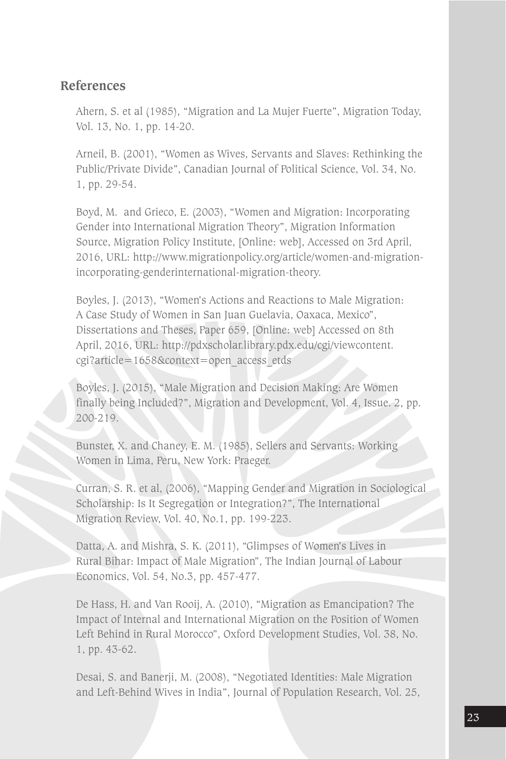## References

Ahern, S. et al (1985), "Migration and La Mujer Fuerte", Migration Today, Vol. 13, No. 1, pp. 14-20.

Arneil, B. (2001), "Women as Wives, Servants and Slaves: Rethinking the Public/Private Divide", Canadian Journal of Political Science, Vol. 34, No. 1, pp. 29-54.

Boyd, M. and Grieco, E. (2003), "Women and Migration: Incorporating Gender into International Migration Theory", Migration Information Source, Migration Policy Institute, [Online: web], Accessed on 3rd April, 2016, URL: http://www.migrationpolicy.org/article/women-and-migration-incorporating-genderinternational-migration-theory.

Boyles, J. (2013), "Women's Actions and Reactions to Male Migration: A Case Study of Women in San Juan Guelavia, Oaxaca, Mexico", Dissertations and Theses, Paper 659, [Online: web] Accessed on 8th April, 2016, URL: http://pdxscholar.library.pdx.edu/cgi/viewcontent.cgi?article=1658&context=open_access_etds

Boyles, J. (2015), "Male Migration and Decision Making: Are Women finally being Included?", Migration and Development, Vol. 4, Issue. 2, pp. 200-219.

Bunster, X. and Chaney, E. M. (1985), Sellers and Servants: Working Women in Lima, Peru, New York: Praeger.

Curran, S. R. et al, (2006), "Mapping Gender and Migration in Sociological Scholarship: Is It Segregation or Integration?", The International Migration Review, Vol. 40, No.1, pp. 199-223.

Datta, A. and Mishra, S. K. (2011), "Glimpses of Women's Lives in Rural Bihar: Impact of Male Migration", The Indian Journal of Labour Economics, Vol. 54, No.3, pp. 457-477.

De Hass, H. and Van Rooij, A. (2010), "Migration as Emancipation? The Impact of Internal and International Migration on the Position of Women Left Behind in Rural Morocco", Oxford Development Studies, Vol. 38, No. 1, pp. 43-62.

Desai, S. and Banerji, M. (2008), "Negotiated Identities: Male Migration and Left-Behind Wives in India", Journal of Population Research, Vol. 25,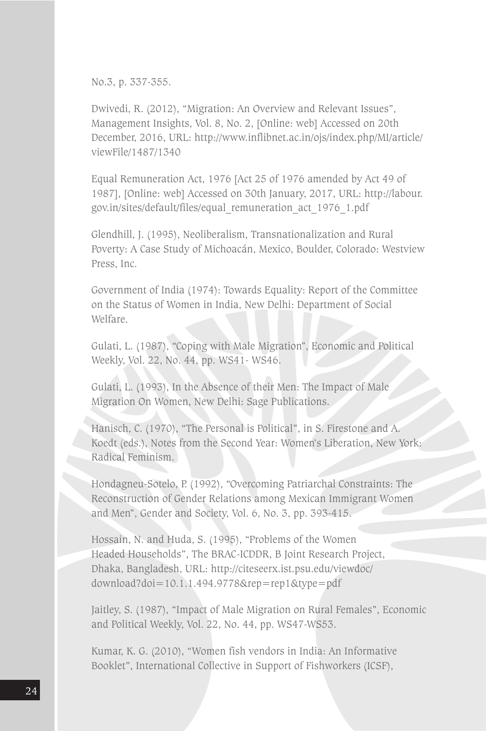No.3, p. 337-355.

Dwivedi, R. (2012), "Migration: An Overview and Relevant Issues", Management Insights, Vol. 8, No. 2, [Online: web] Accessed on 20th December, 2016, URL: http://www.inflibnet.ac.in/ojs/index.php/MI/article/viewFile/1487/1340

Equal Remuneration Act, 1976 [Act 25 of 1976 amended by Act 49 of 1987], [Online: web] Accessed on 30th January, 2017, URL: http://labour.gov.in/sites/default/files/equal_remuneration_act_1976_1.pdf

Glendhill, J. (1995), Neoliberalism, Transnationalization and Rural Poverty: A Case Study of Michoacán, Mexico, Boulder, Colorado: Westview Press, Inc.

Government of India (1974): Towards Equality: Report of the Committee on the Status of Women in India, New Delhi: Department of Social Welfare.

Gulati, L. (1987), "Coping with Male Migration", Economic and Political Weekly, Vol. 22, No. 44, pp. WS41- WS46.

Gulati, L. (1993), In the Absence of their Men: The Impact of Male Migration On Women, New Delhi: Sage Publications.

Hanisch, C. (1970), "The Personal is Political", in S. Firestone and A. Koedt (eds.), Notes from the Second Year: Women's Liberation, New York: Radical Feminism.

Hondagneu-Sotelo, P. (1992), "Overcoming Patriarchal Constraints: The Reconstruction of Gender Relations among Mexican Immigrant Women and Men", Gender and Society, Vol. 6, No. 3, pp. 393-415.

Hossain, N. and Huda, S. (1995), "Problems of the Women Headed Households", The BRAC-ICDDR, B Joint Research Project, Dhaka, Bangladesh, URL: http://citeseerx.ist.psu.edu/viewdoc/download?doi=10.1.1.494.9778&rep=rep1&type=pdf

Jaitley, S. (1987), "Impact of Male Migration on Rural Females", Economic and Political Weekly, Vol. 22, No. 44, pp. WS47-WS53.

Kumar, K. G. (2010), "Women fish vendors in India: An Informative Booklet", International Collective in Support of Fishworkers (ICSF),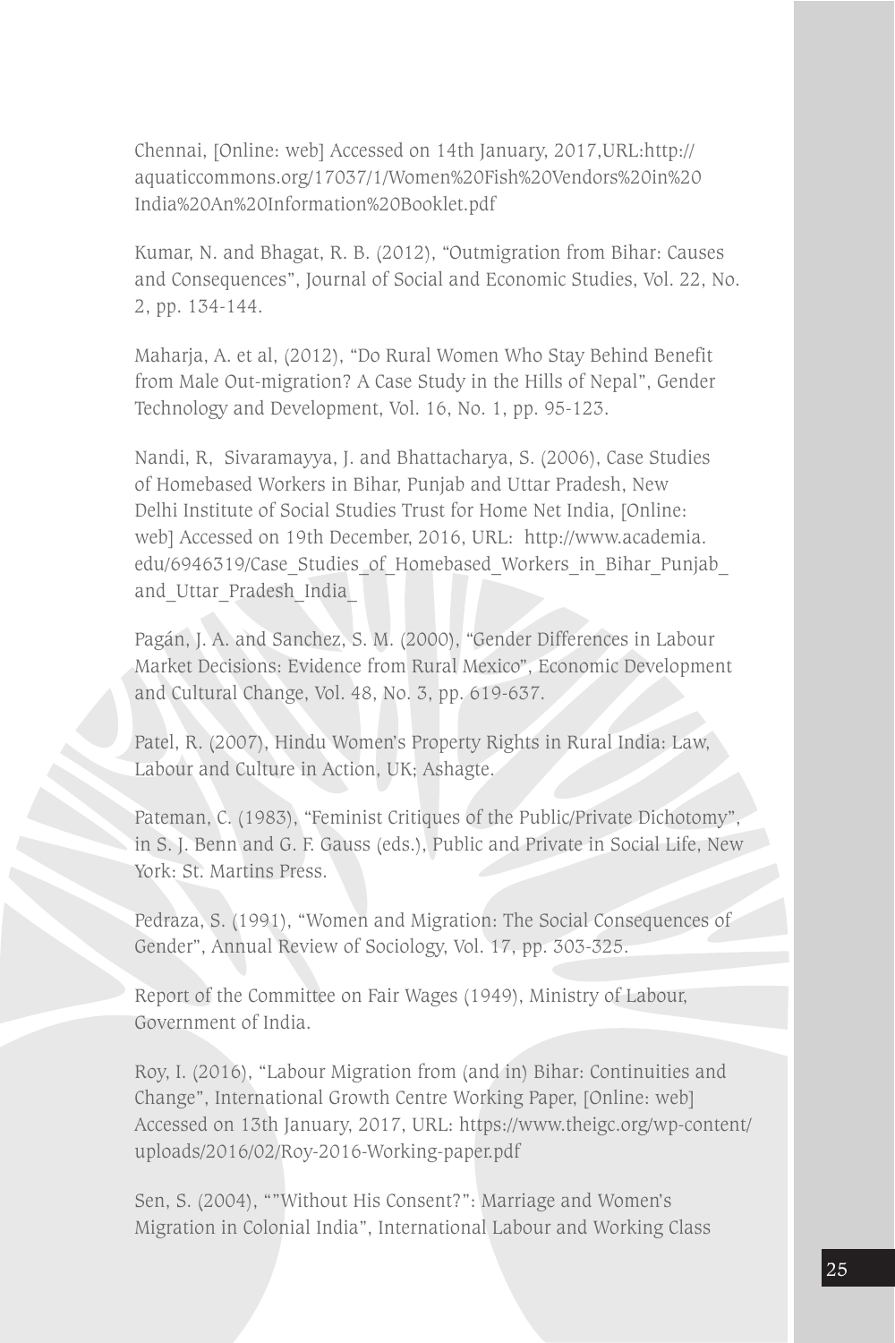Chennai, [Online: web] Accessed on 14th January, 2017,URL:http://aquaticcommons.org/17037/1/Women%20Fish%20Vendors%20in%20India%20An%20Information%20Booklet.pdf

Kumar, N. and Bhagat, R. B. (2012), "Outmigration from Bihar: Causes and Consequences", Journal of Social and Economic Studies, Vol. 22, No. 2, pp. 134-144.

Maharja, A. et al, (2012), "Do Rural Women Who Stay Behind Benefit from Male Out-migration? A Case Study in the Hills of Nepal", Gender Technology and Development, Vol. 16, No. 1, pp. 95-123.

Nandi, R, Sivaramayya, J. and Bhattacharya, S. (2006), Case Studies of Homebased Workers in Bihar, Punjab and Uttar Pradesh, New Delhi Institute of Social Studies Trust for Home Net India, [Online: web] Accessed on 19th December, 2016, URL: http://www.academia.edu/6946319/Case_Studies_of_Homebased_Workers_in_Bihar_Punjab_and_Uttar_Pradesh_India_

Pagán, J. A. and Sanchez, S. M. (2000), "Gender Differences in Labour Market Decisions: Evidence from Rural Mexico", Economic Development and Cultural Change, Vol. 48, No. 3, pp. 619-637.

Patel, R. (2007), Hindu Women's Property Rights in Rural India: Law, Labour and Culture in Action, UK; Ashagte.

Pateman, C. (1983), "Feminist Critiques of the Public/Private Dichotomy", in S. J. Benn and G. F. Gauss (eds.), Public and Private in Social Life, New York: St. Martins Press.

Pedraza, S. (1991), "Women and Migration: The Social Consequences of Gender", Annual Review of Sociology, Vol. 17, pp. 303-325.

Report of the Committee on Fair Wages (1949), Ministry of Labour, Government of India.

Roy, I. (2016), "Labour Migration from (and in) Bihar: Continuities and Change", International Growth Centre Working Paper, [Online: web] Accessed on 13th January, 2017, URL: https://www.theigc.org/wp-content/uploads/2016/02/Roy-2016-Working-paper.pdf

Sen, S. (2004), ""Without His Consent?": Marriage and Women's Migration in Colonial India", International Labour and Working Class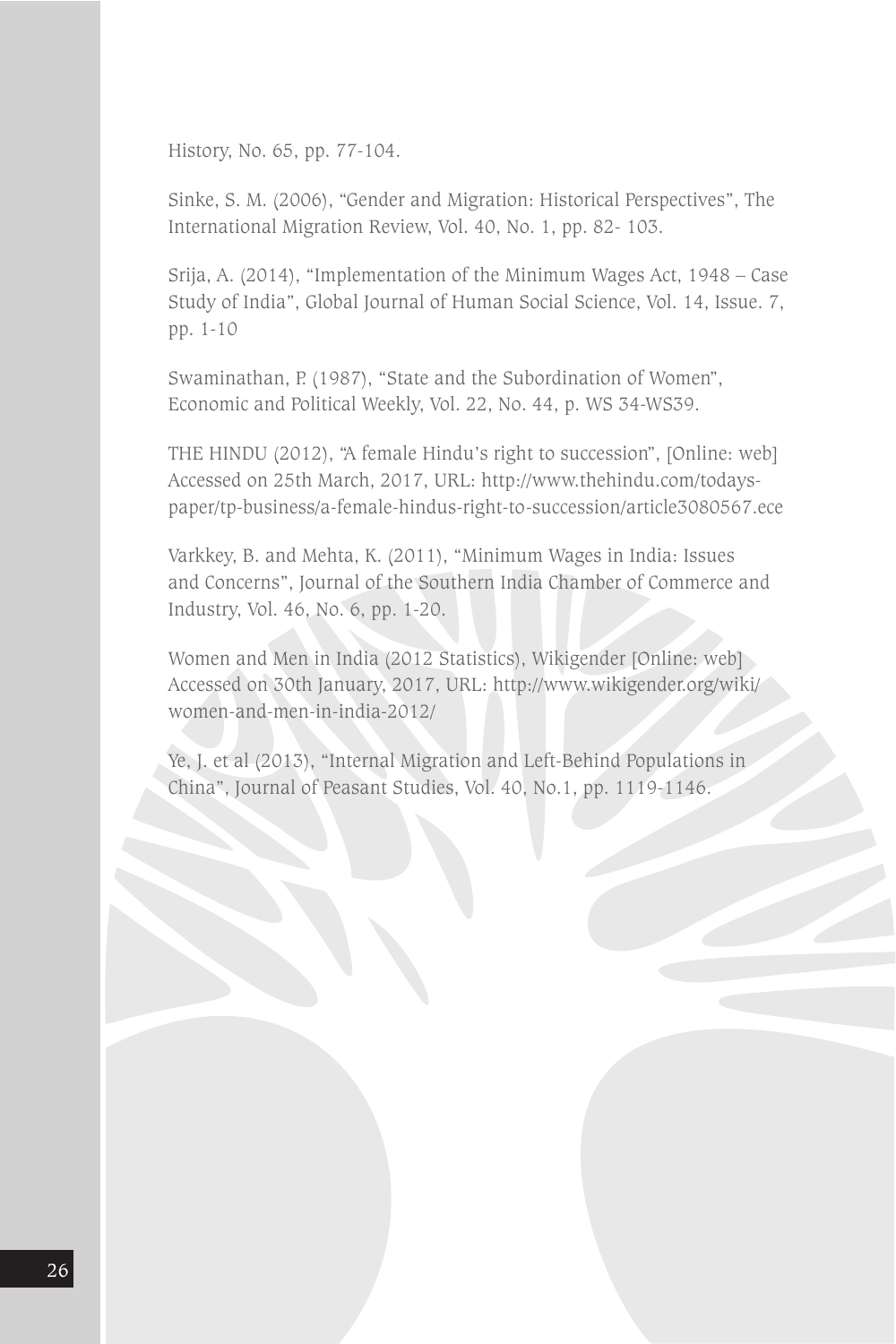History, No. 65, pp. 77-104.

Sinke, S. M. (2006), "Gender and Migration: Historical Perspectives", The International Migration Review, Vol. 40, No. 1, pp. 82- 103.

Srija, A. (2014), "Implementation of the Minimum Wages Act, 1948 – Case Study of India", Global Journal of Human Social Science, Vol. 14, Issue. 7, pp. 1-10

Swaminathan, P. (1987), "State and the Subordination of Women", Economic and Political Weekly, Vol. 22, No. 44, p. WS 34-WS39.

THE HINDU (2012), "A female Hindu's right to succession", [Online: web] Accessed on 25th March, 2017, URL: http://www.thehindu.com/todays-paper/tp-business/a-female-hindus-right-to-succession/article3080567.ece

Varkkey, B. and Mehta, K. (2011), "Minimum Wages in India: Issues and Concerns", Journal of the Southern India Chamber of Commerce and Industry, Vol. 46, No. 6, pp. 1-20.

Women and Men in India (2012 Statistics), Wikigender [Online: web] Accessed on 30th January, 2017, URL: http://www.wikigender.org/wiki/women-and-men-in-india-2012/

Ye, J. et al (2013), "Internal Migration and Left-Behind Populations in China", Journal of Peasant Studies, Vol. 40, No.1, pp. 1119-1146.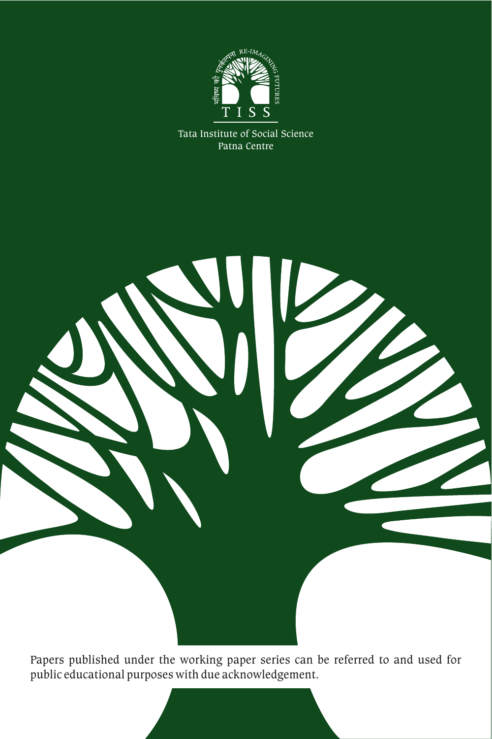TISS

Tata Institute of Social Science
Patna Centre

Papers published under the working paper series can be referred to and used for public educational purposes with due acknowledgement.